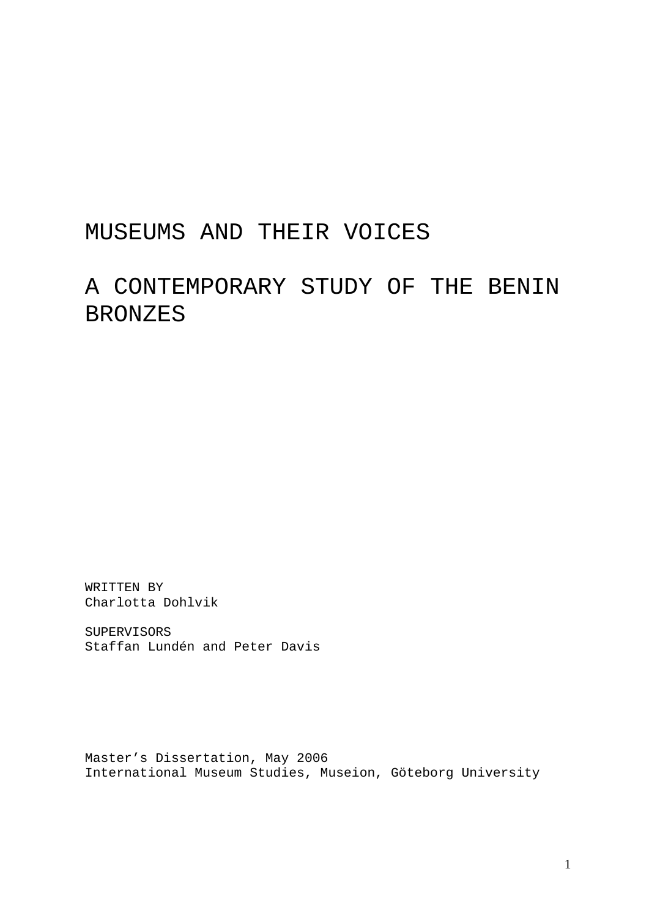# MUSEUMS AND THEIR VOICES

# A CONTEMPORARY STUDY OF THE BENIN BRONZES

WRITTEN BY
Charlotta Dohlvik

SUPERVISORS
Staffan Lundén and Peter Davis

Master's Dissertation, May 2006
International Museum Studies, Museion, Göteborg University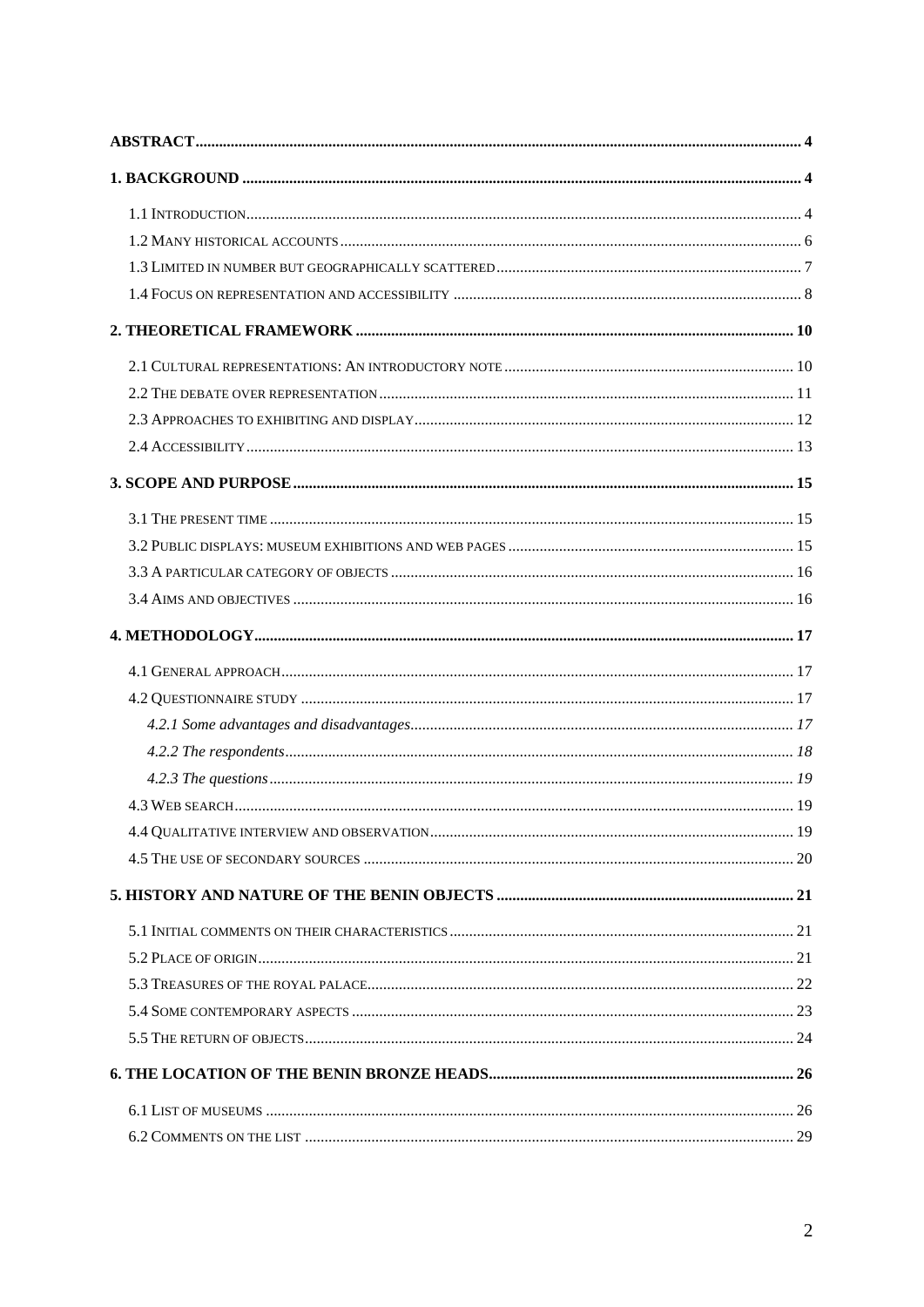**ABSTRACT** .......... 4

**1. BACKGROUND** .......... 4

1.1 INTRODUCTION .......... 4

1.2 MANY HISTORICAL ACCOUNTS .......... 6

1.3 LIMITED IN NUMBER BUT GEOGRAPHICALLY SCATTERED .......... 7

1.4 FOCUS ON REPRESENTATION AND ACCESSIBILITY .......... 8

**2. THEORETICAL FRAMEWORK** .......... 10

2.1 CULTURAL REPRESENTATIONS: AN INTRODUCTORY NOTE .......... 10

2.2 THE DEBATE OVER REPRESENTATION .......... 11

2.3 APPROACHES TO EXHIBITING AND DISPLAY .......... 12

2.4 ACCESSIBILITY .......... 13

**3. SCOPE AND PURPOSE** .......... 15

3.1 THE PRESENT TIME .......... 15

3.2 PUBLIC DISPLAYS: MUSEUM EXHIBITIONS AND WEB PAGES .......... 15

3.3 A PARTICULAR CATEGORY OF OBJECTS .......... 16

3.4 AIMS AND OBJECTIVES .......... 16

**4. METHODOLOGY** .......... 17

4.1 GENERAL APPROACH .......... 17

4.2 QUESTIONNAIRE STUDY .......... 17

*4.2.1 Some advantages and disadvantages* .......... 17

*4.2.2 The respondents* .......... 18

*4.2.3 The questions* .......... 19

4.3 WEB SEARCH .......... 19

4.4 QUALITATIVE INTERVIEW AND OBSERVATION .......... 19

4.5 THE USE OF SECONDARY SOURCES .......... 20

**5. HISTORY AND NATURE OF THE BENIN OBJECTS** .......... 21

5.1 INITIAL COMMENTS ON THEIR CHARACTERISTICS .......... 21

5.2 PLACE OF ORIGIN .......... 21

5.3 TREASURES OF THE ROYAL PALACE .......... 22

5.4 SOME CONTEMPORARY ASPECTS .......... 23

5.5 THE RETURN OF OBJECTS .......... 24

**6. THE LOCATION OF THE BENIN BRONZE HEADS** .......... 26

6.1 LIST OF MUSEUMS .......... 26

6.2 COMMENTS ON THE LIST .......... 29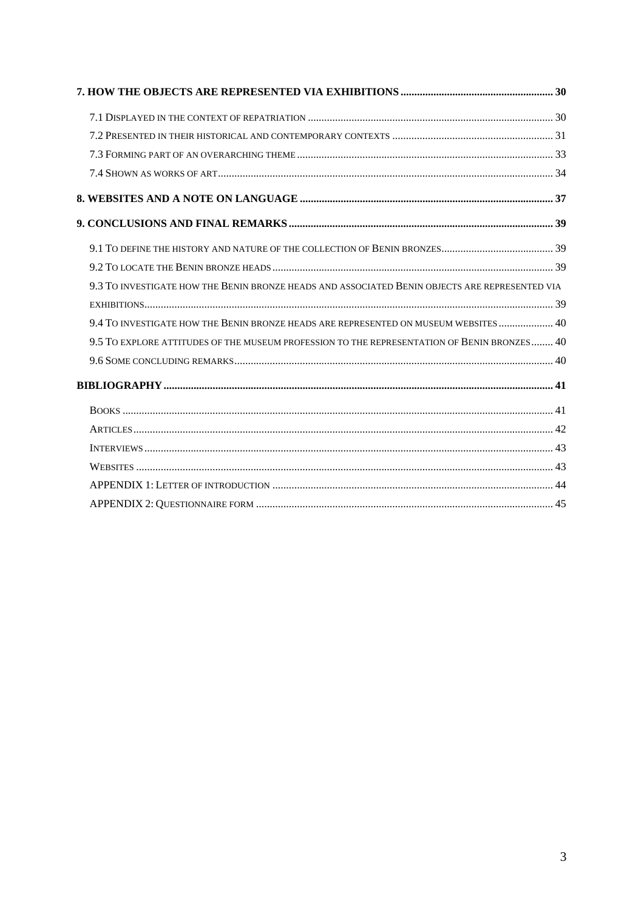**7. HOW THE OBJECTS ARE REPRESENTED VIA EXHIBITIONS ........ 30**

- 7.1 Displayed in the context of repatriation ........ 30
- 7.2 Presented in their historical and contemporary contexts ........ 31
- 7.3 Forming part of an overarching theme ........ 33
- 7.4 Shown as works of art ........ 34

**8. WEBSITES AND A NOTE ON LANGUAGE ........ 37**

**9. CONCLUSIONS AND FINAL REMARKS ........ 39**

- 9.1 To define the history and nature of the collection of Benin bronzes ........ 39
- 9.2 To locate the Benin bronze heads ........ 39
- 9.3 To investigate how the Benin bronze heads and associated Benin objects are represented via exhibitions ........ 39
- 9.4 To investigate how the Benin bronze heads are represented on museum websites ........ 40
- 9.5 To explore attitudes of the museum profession to the representation of Benin bronzes ........ 40
- 9.6 Some concluding remarks ........ 40

**BIBLIOGRAPHY ........ 41**

- Books ........ 41
- Articles ........ 42
- Interviews ........ 43
- Websites ........ 43
- APPENDIX 1: Letter of introduction ........ 44
- APPENDIX 2: Questionnaire form ........ 45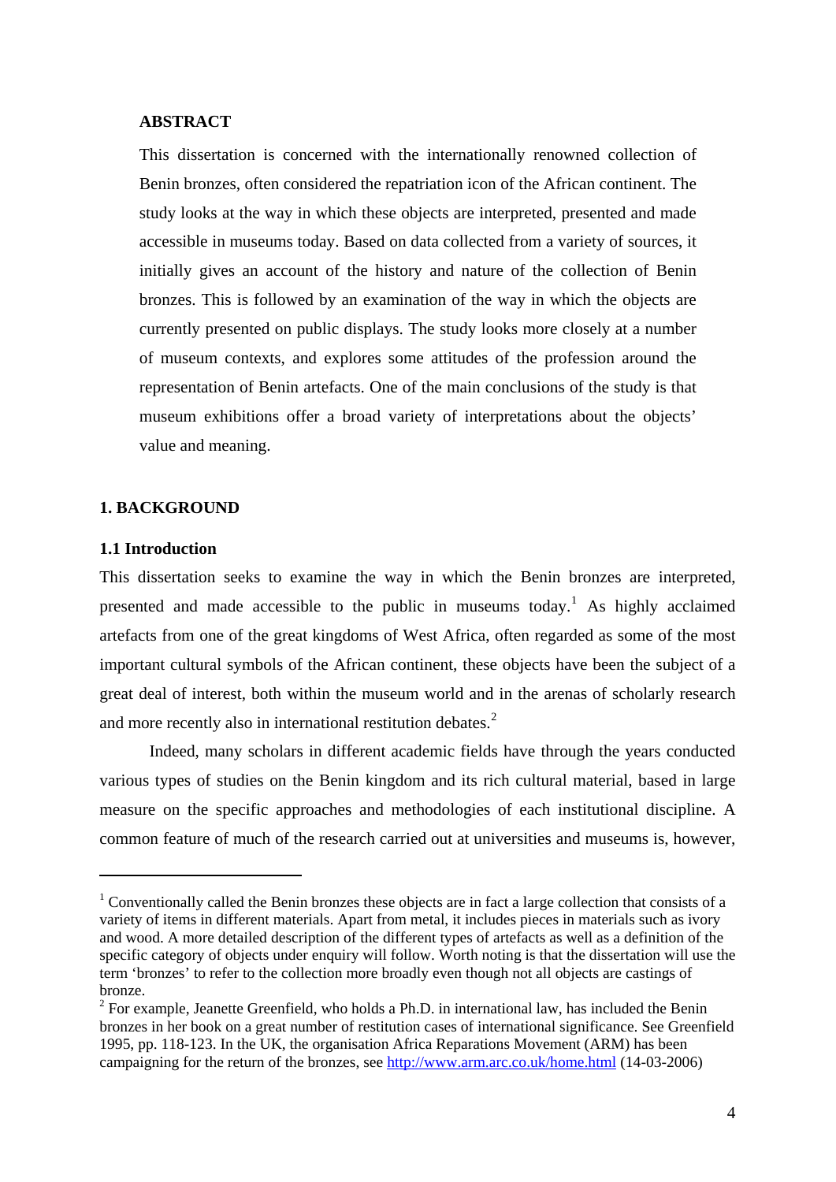**ABSTRACT**

This dissertation is concerned with the internationally renowned collection of Benin bronzes, often considered the repatriation icon of the African continent. The study looks at the way in which these objects are interpreted, presented and made accessible in museums today. Based on data collected from a variety of sources, it initially gives an account of the history and nature of the collection of Benin bronzes. This is followed by an examination of the way in which the objects are currently presented on public displays. The study looks more closely at a number of museum contexts, and explores some attitudes of the profession around the representation of Benin artefacts. One of the main conclusions of the study is that museum exhibitions offer a broad variety of interpretations about the objects' value and meaning.

## 1. BACKGROUND

### 1.1 Introduction

This dissertation seeks to examine the way in which the Benin bronzes are interpreted, presented and made accessible to the public in museums today.[1] As highly acclaimed artefacts from one of the great kingdoms of West Africa, often regarded as some of the most important cultural symbols of the African continent, these objects have been the subject of a great deal of interest, both within the museum world and in the arenas of scholarly research and more recently also in international restitution debates.[2]

Indeed, many scholars in different academic fields have through the years conducted various types of studies on the Benin kingdom and its rich cultural material, based in large measure on the specific approaches and methodologies of each institutional discipline. A common feature of much of the research carried out at universities and museums is, however,

---

[1] Conventionally called the Benin bronzes these objects are in fact a large collection that consists of a variety of items in different materials. Apart from metal, it includes pieces in materials such as ivory and wood. A more detailed description of the different types of artefacts as well as a definition of the specific category of objects under enquiry will follow. Worth noting is that the dissertation will use the term 'bronzes' to refer to the collection more broadly even though not all objects are castings of bronze.

[2] For example, Jeanette Greenfield, who holds a Ph.D. in international law, has included the Benin bronzes in her book on a great number of restitution cases of international significance. See Greenfield 1995, pp. 118-123. In the UK, the organisation Africa Reparations Movement (ARM) has been campaigning for the return of the bronzes, see http://www.arm.arc.co.uk/home.html (14-03-2006)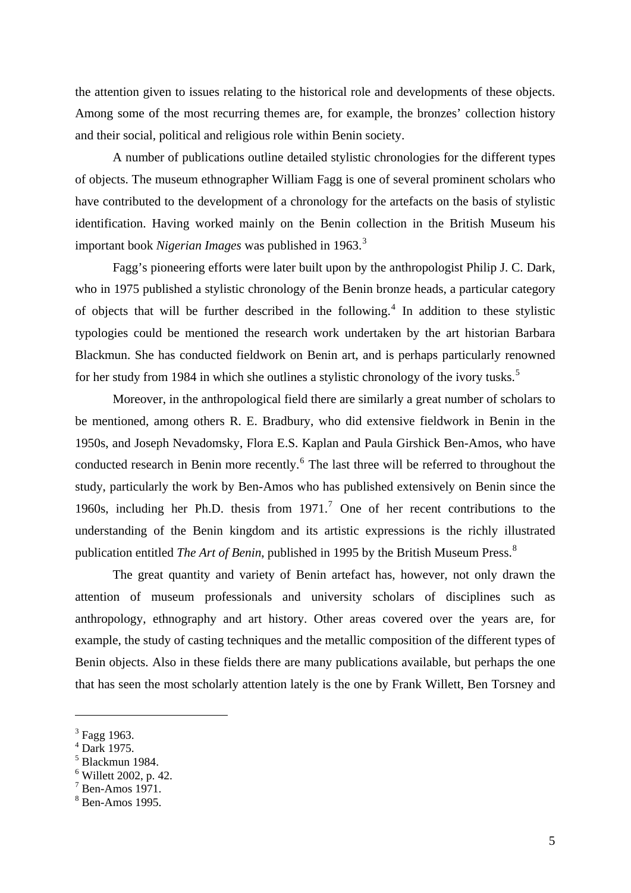the attention given to issues relating to the historical role and developments of these objects. Among some of the most recurring themes are, for example, the bronzes' collection history and their social, political and religious role within Benin society.

A number of publications outline detailed stylistic chronologies for the different types of objects. The museum ethnographer William Fagg is one of several prominent scholars who have contributed to the development of a chronology for the artefacts on the basis of stylistic identification. Having worked mainly on the Benin collection in the British Museum his important book *Nigerian Images* was published in 1963.[3]

Fagg's pioneering efforts were later built upon by the anthropologist Philip J. C. Dark, who in 1975 published a stylistic chronology of the Benin bronze heads, a particular category of objects that will be further described in the following.[4] In addition to these stylistic typologies could be mentioned the research work undertaken by the art historian Barbara Blackmun. She has conducted fieldwork on Benin art, and is perhaps particularly renowned for her study from 1984 in which she outlines a stylistic chronology of the ivory tusks.[5]

Moreover, in the anthropological field there are similarly a great number of scholars to be mentioned, among others R. E. Bradbury, who did extensive fieldwork in Benin in the 1950s, and Joseph Nevadomsky, Flora E.S. Kaplan and Paula Girshick Ben-Amos, who have conducted research in Benin more recently.[6] The last three will be referred to throughout the study, particularly the work by Ben-Amos who has published extensively on Benin since the 1960s, including her Ph.D. thesis from 1971.[7] One of her recent contributions to the understanding of the Benin kingdom and its artistic expressions is the richly illustrated publication entitled *The Art of Benin*, published in 1995 by the British Museum Press.[8]

The great quantity and variety of Benin artefact has, however, not only drawn the attention of museum professionals and university scholars of disciplines such as anthropology, ethnography and art history. Other areas covered over the years are, for example, the study of casting techniques and the metallic composition of the different types of Benin objects. Also in these fields there are many publications available, but perhaps the one that has seen the most scholarly attention lately is the one by Frank Willett, Ben Torsney and

---

[3] Fagg 1963.
[4] Dark 1975.
[5] Blackmun 1984.
[6] Willett 2002, p. 42.
[7] Ben-Amos 1971.
[8] Ben-Amos 1995.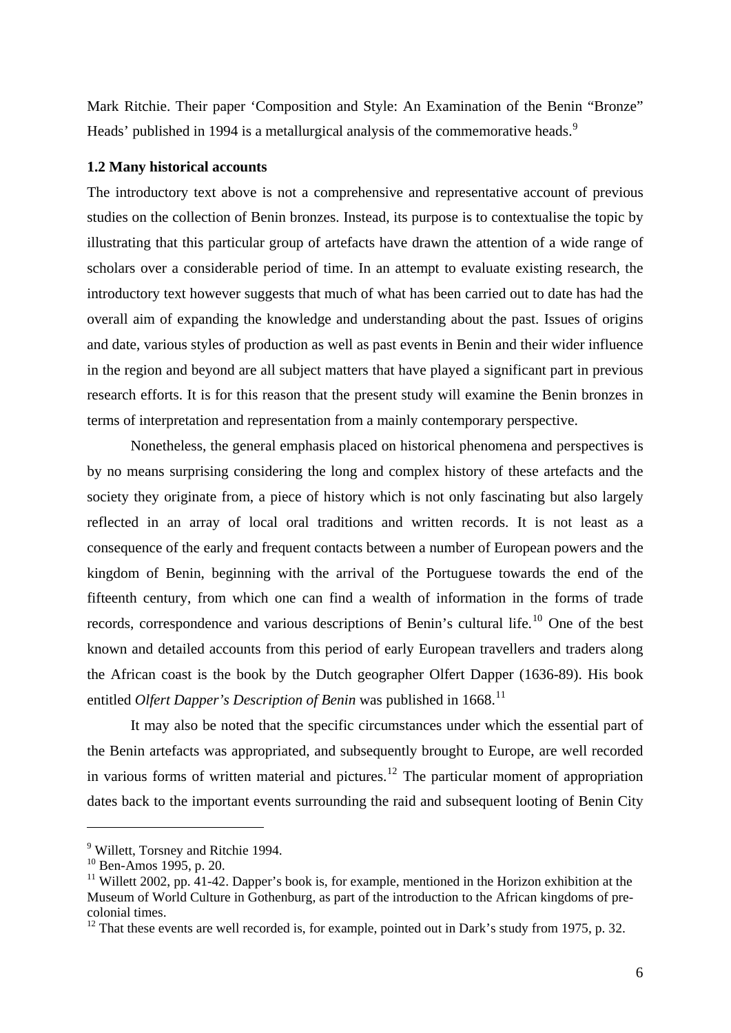Mark Ritchie. Their paper 'Composition and Style: An Examination of the Benin "Bronze" Heads' published in 1994 is a metallurgical analysis of the commemorative heads.[9]

**1.2 Many historical accounts**

The introductory text above is not a comprehensive and representative account of previous studies on the collection of Benin bronzes. Instead, its purpose is to contextualise the topic by illustrating that this particular group of artefacts have drawn the attention of a wide range of scholars over a considerable period of time. In an attempt to evaluate existing research, the introductory text however suggests that much of what has been carried out to date has had the overall aim of expanding the knowledge and understanding about the past. Issues of origins and date, various styles of production as well as past events in Benin and their wider influence in the region and beyond are all subject matters that have played a significant part in previous research efforts. It is for this reason that the present study will examine the Benin bronzes in terms of interpretation and representation from a mainly contemporary perspective.

Nonetheless, the general emphasis placed on historical phenomena and perspectives is by no means surprising considering the long and complex history of these artefacts and the society they originate from, a piece of history which is not only fascinating but also largely reflected in an array of local oral traditions and written records. It is not least as a consequence of the early and frequent contacts between a number of European powers and the kingdom of Benin, beginning with the arrival of the Portuguese towards the end of the fifteenth century, from which one can find a wealth of information in the forms of trade records, correspondence and various descriptions of Benin's cultural life.[10] One of the best known and detailed accounts from this period of early European travellers and traders along the African coast is the book by the Dutch geographer Olfert Dapper (1636-89). His book entitled *Olfert Dapper's Description of Benin* was published in 1668.[11]

It may also be noted that the specific circumstances under which the essential part of the Benin artefacts was appropriated, and subsequently brought to Europe, are well recorded in various forms of written material and pictures.[12] The particular moment of appropriation dates back to the important events surrounding the raid and subsequent looting of Benin City

---

[9] Willett, Torsney and Ritchie 1994.

[10] Ben-Amos 1995, p. 20.

[11] Willett 2002, pp. 41-42. Dapper's book is, for example, mentioned in the Horizon exhibition at the Museum of World Culture in Gothenburg, as part of the introduction to the African kingdoms of pre-colonial times.

[12] That these events are well recorded is, for example, pointed out in Dark's study from 1975, p. 32.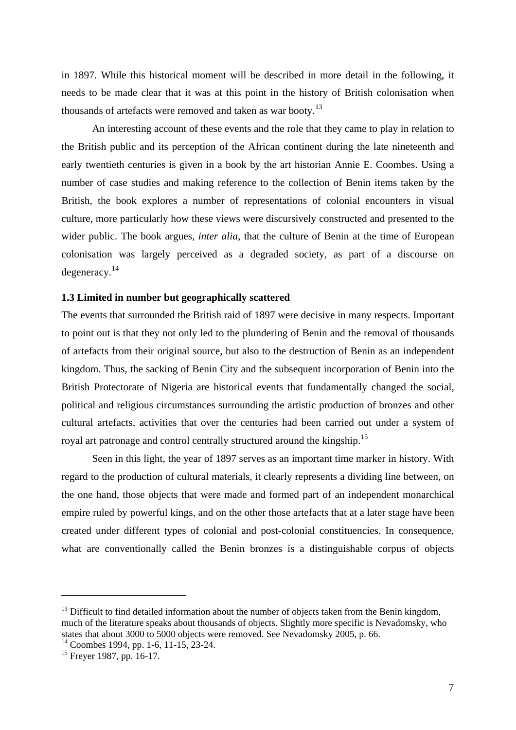in 1897. While this historical moment will be described in more detail in the following, it needs to be made clear that it was at this point in the history of British colonisation when thousands of artefacts were removed and taken as war booty.[13]

An interesting account of these events and the role that they came to play in relation to the British public and its perception of the African continent during the late nineteenth and early twentieth centuries is given in a book by the art historian Annie E. Coombes. Using a number of case studies and making reference to the collection of Benin items taken by the British, the book explores a number of representations of colonial encounters in visual culture, more particularly how these views were discursively constructed and presented to the wider public. The book argues, *inter alia*, that the culture of Benin at the time of European colonisation was largely perceived as a degraded society, as part of a discourse on degeneracy.[14]

### 1.3 Limited in number but geographically scattered

The events that surrounded the British raid of 1897 were decisive in many respects. Important to point out is that they not only led to the plundering of Benin and the removal of thousands of artefacts from their original source, but also to the destruction of Benin as an independent kingdom. Thus, the sacking of Benin City and the subsequent incorporation of Benin into the British Protectorate of Nigeria are historical events that fundamentally changed the social, political and religious circumstances surrounding the artistic production of bronzes and other cultural artefacts, activities that over the centuries had been carried out under a system of royal art patronage and control centrally structured around the kingship.[15]

Seen in this light, the year of 1897 serves as an important time marker in history. With regard to the production of cultural materials, it clearly represents a dividing line between, on the one hand, those objects that were made and formed part of an independent monarchical empire ruled by powerful kings, and on the other those artefacts that at a later stage have been created under different types of colonial and post-colonial constituencies. In consequence, what are conventionally called the Benin bronzes is a distinguishable corpus of objects

---

[13] Difficult to find detailed information about the number of objects taken from the Benin kingdom, much of the literature speaks about thousands of objects. Slightly more specific is Nevadomsky, who states that about 3000 to 5000 objects were removed. See Nevadomsky 2005, p. 66.

[14] Coombes 1994, pp. 1-6, 11-15, 23-24.

[15] Freyer 1987, pp. 16-17.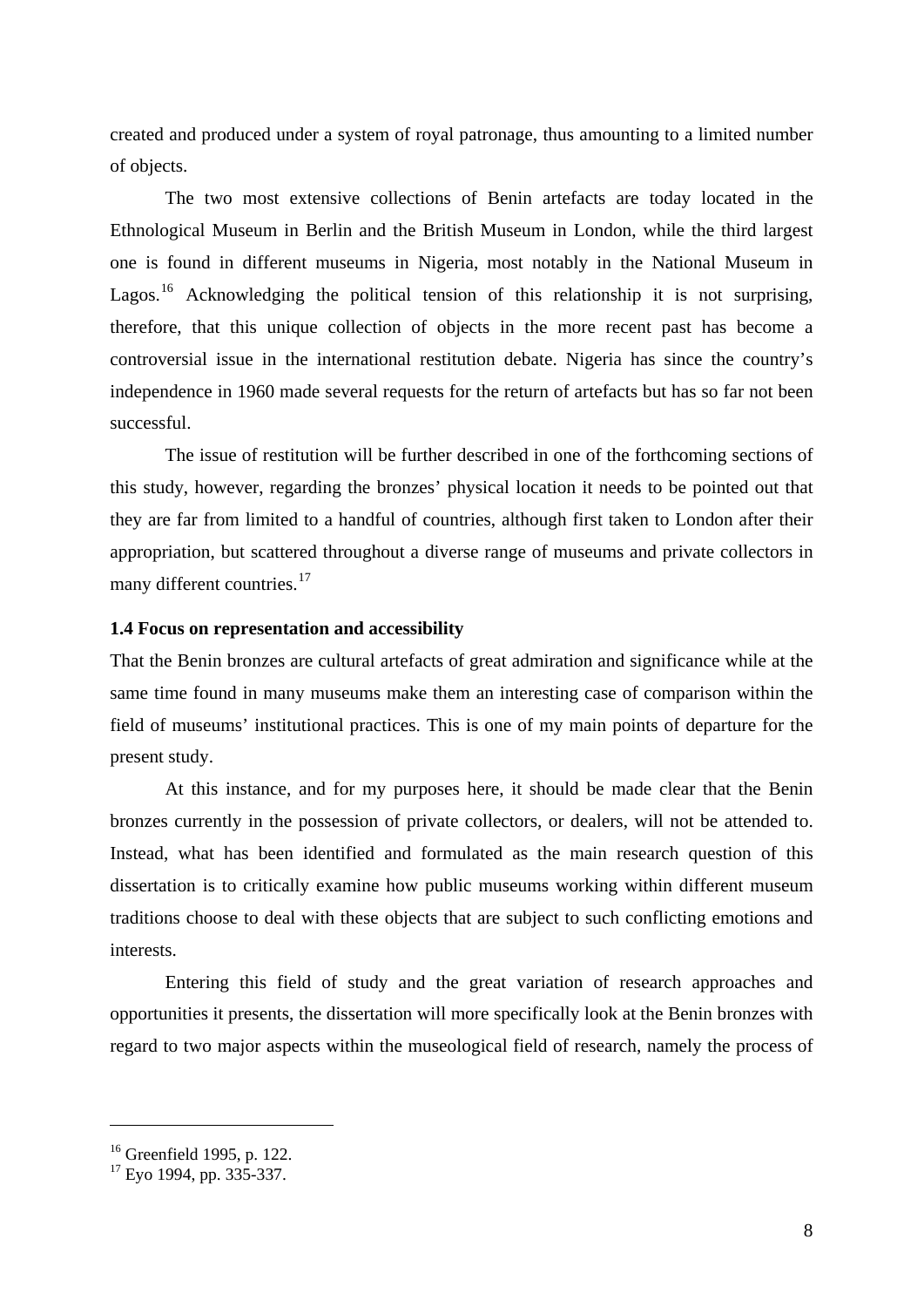created and produced under a system of royal patronage, thus amounting to a limited number of objects.

The two most extensive collections of Benin artefacts are today located in the Ethnological Museum in Berlin and the British Museum in London, while the third largest one is found in different museums in Nigeria, most notably in the National Museum in Lagos.[16] Acknowledging the political tension of this relationship it is not surprising, therefore, that this unique collection of objects in the more recent past has become a controversial issue in the international restitution debate. Nigeria has since the country's independence in 1960 made several requests for the return of artefacts but has so far not been successful.

The issue of restitution will be further described in one of the forthcoming sections of this study, however, regarding the bronzes' physical location it needs to be pointed out that they are far from limited to a handful of countries, although first taken to London after their appropriation, but scattered throughout a diverse range of museums and private collectors in many different countries.[17]

### 1.4 Focus on representation and accessibility

That the Benin bronzes are cultural artefacts of great admiration and significance while at the same time found in many museums make them an interesting case of comparison within the field of museums' institutional practices. This is one of my main points of departure for the present study.

At this instance, and for my purposes here, it should be made clear that the Benin bronzes currently in the possession of private collectors, or dealers, will not be attended to. Instead, what has been identified and formulated as the main research question of this dissertation is to critically examine how public museums working within different museum traditions choose to deal with these objects that are subject to such conflicting emotions and interests.

Entering this field of study and the great variation of research approaches and opportunities it presents, the dissertation will more specifically look at the Benin bronzes with regard to two major aspects within the museological field of research, namely the process of

---

[16] Greenfield 1995, p. 122.

[17] Eyo 1994, pp. 335-337.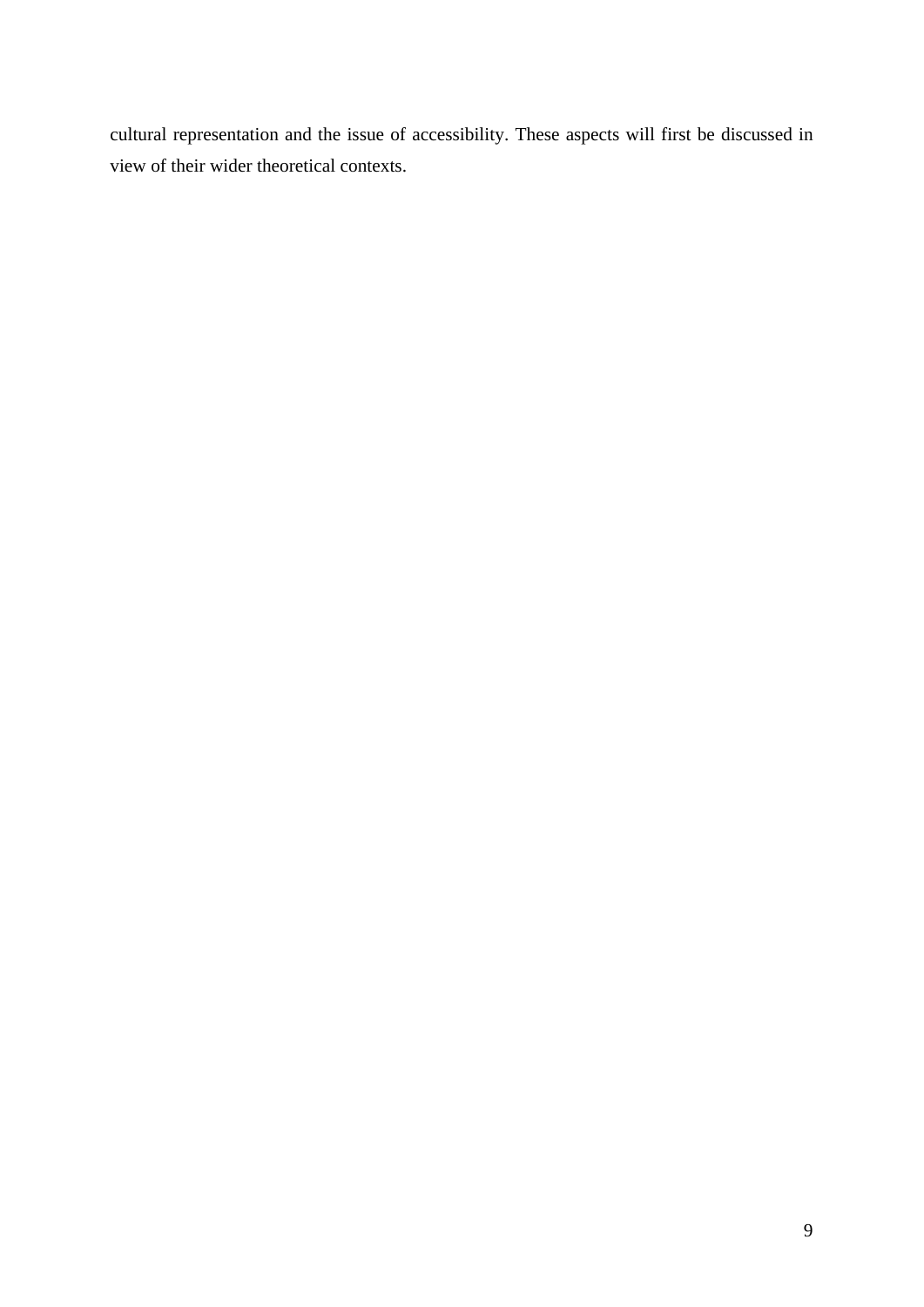cultural representation and the issue of accessibility. These aspects will first be discussed in view of their wider theoretical contexts.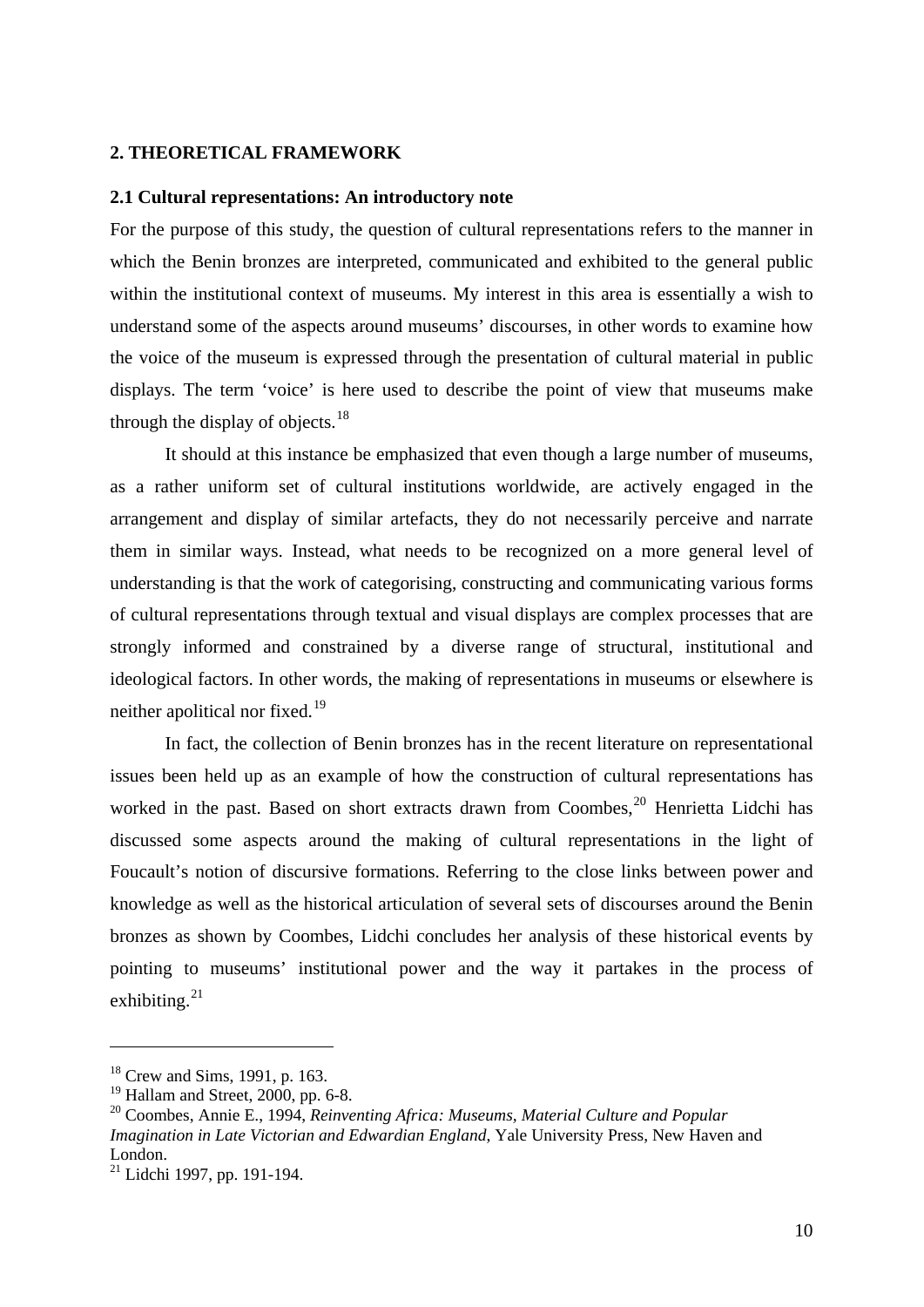## 2. THEORETICAL FRAMEWORK

### 2.1 Cultural representations: An introductory note

For the purpose of this study, the question of cultural representations refers to the manner in which the Benin bronzes are interpreted, communicated and exhibited to the general public within the institutional context of museums. My interest in this area is essentially a wish to understand some of the aspects around museums' discourses, in other words to examine how the voice of the museum is expressed through the presentation of cultural material in public displays. The term 'voice' is here used to describe the point of view that museums make through the display of objects.[18]

It should at this instance be emphasized that even though a large number of museums, as a rather uniform set of cultural institutions worldwide, are actively engaged in the arrangement and display of similar artefacts, they do not necessarily perceive and narrate them in similar ways. Instead, what needs to be recognized on a more general level of understanding is that the work of categorising, constructing and communicating various forms of cultural representations through textual and visual displays are complex processes that are strongly informed and constrained by a diverse range of structural, institutional and ideological factors. In other words, the making of representations in museums or elsewhere is neither apolitical nor fixed.[19]

In fact, the collection of Benin bronzes has in the recent literature on representational issues been held up as an example of how the construction of cultural representations has worked in the past. Based on short extracts drawn from Coombes,[20] Henrietta Lidchi has discussed some aspects around the making of cultural representations in the light of Foucault's notion of discursive formations. Referring to the close links between power and knowledge as well as the historical articulation of several sets of discourses around the Benin bronzes as shown by Coombes, Lidchi concludes her analysis of these historical events by pointing to museums' institutional power and the way it partakes in the process of exhibiting.[21]

---

[18] Crew and Sims, 1991, p. 163.

[19] Hallam and Street, 2000, pp. 6-8.

[20] Coombes, Annie E., 1994, *Reinventing Africa: Museums, Material Culture and Popular Imagination in Late Victorian and Edwardian England*, Yale University Press, New Haven and London.

[21] Lidchi 1997, pp. 191-194.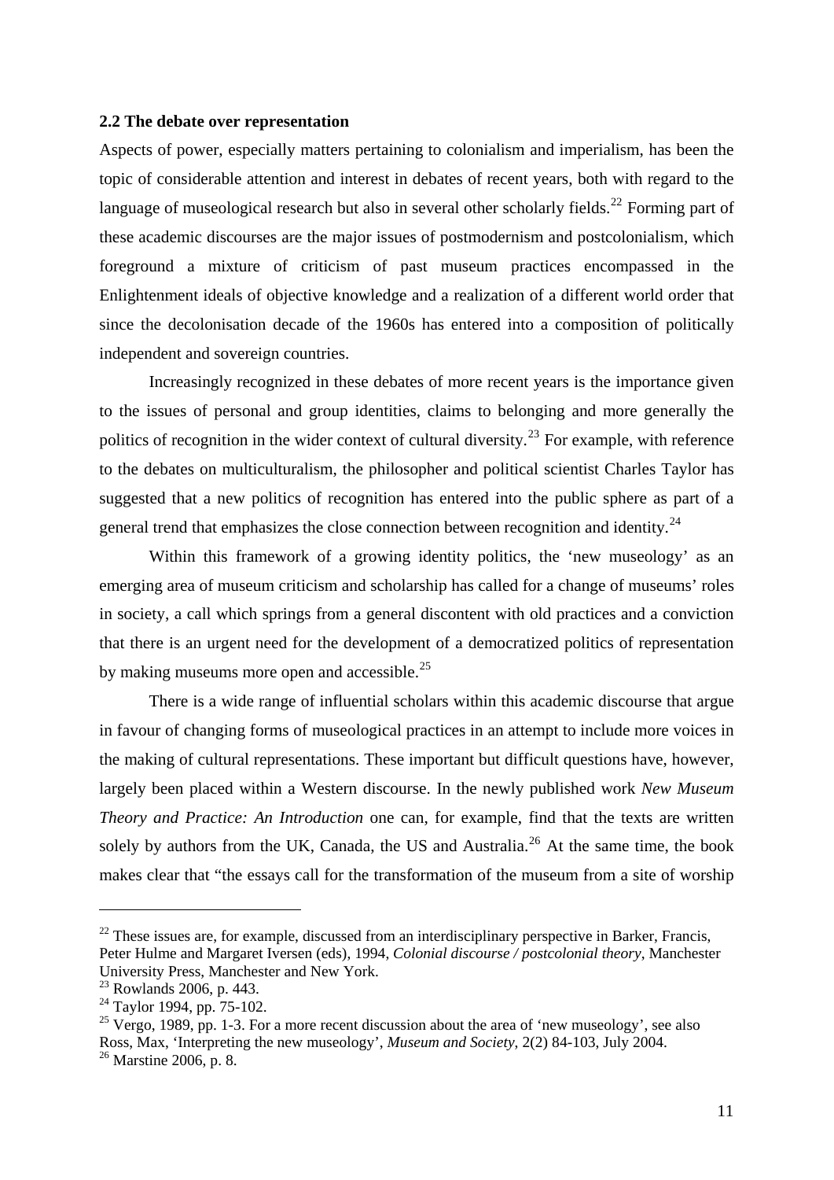### 2.2 The debate over representation

Aspects of power, especially matters pertaining to colonialism and imperialism, has been the topic of considerable attention and interest in debates of recent years, both with regard to the language of museological research but also in several other scholarly fields.[22] Forming part of these academic discourses are the major issues of postmodernism and postcolonialism, which foreground a mixture of criticism of past museum practices encompassed in the Enlightenment ideals of objective knowledge and a realization of a different world order that since the decolonisation decade of the 1960s has entered into a composition of politically independent and sovereign countries.

Increasingly recognized in these debates of more recent years is the importance given to the issues of personal and group identities, claims to belonging and more generally the politics of recognition in the wider context of cultural diversity.[23] For example, with reference to the debates on multiculturalism, the philosopher and political scientist Charles Taylor has suggested that a new politics of recognition has entered into the public sphere as part of a general trend that emphasizes the close connection between recognition and identity.[24]

Within this framework of a growing identity politics, the 'new museology' as an emerging area of museum criticism and scholarship has called for a change of museums' roles in society, a call which springs from a general discontent with old practices and a conviction that there is an urgent need for the development of a democratized politics of representation by making museums more open and accessible.[25]

There is a wide range of influential scholars within this academic discourse that argue in favour of changing forms of museological practices in an attempt to include more voices in the making of cultural representations. These important but difficult questions have, however, largely been placed within a Western discourse. In the newly published work *New Museum Theory and Practice: An Introduction* one can, for example, find that the texts are written solely by authors from the UK, Canada, the US and Australia.[26] At the same time, the book makes clear that "the essays call for the transformation of the museum from a site of worship

---

[22] These issues are, for example, discussed from an interdisciplinary perspective in Barker, Francis, Peter Hulme and Margaret Iversen (eds), 1994, *Colonial discourse / postcolonial theory*, Manchester University Press, Manchester and New York.

[23] Rowlands 2006, p. 443.

[24] Taylor 1994, pp. 75-102.

[25] Vergo, 1989, pp. 1-3. For a more recent discussion about the area of 'new museology', see also Ross, Max, 'Interpreting the new museology', *Museum and Society*, 2(2) 84-103, July 2004.

[26] Marstine 2006, p. 8.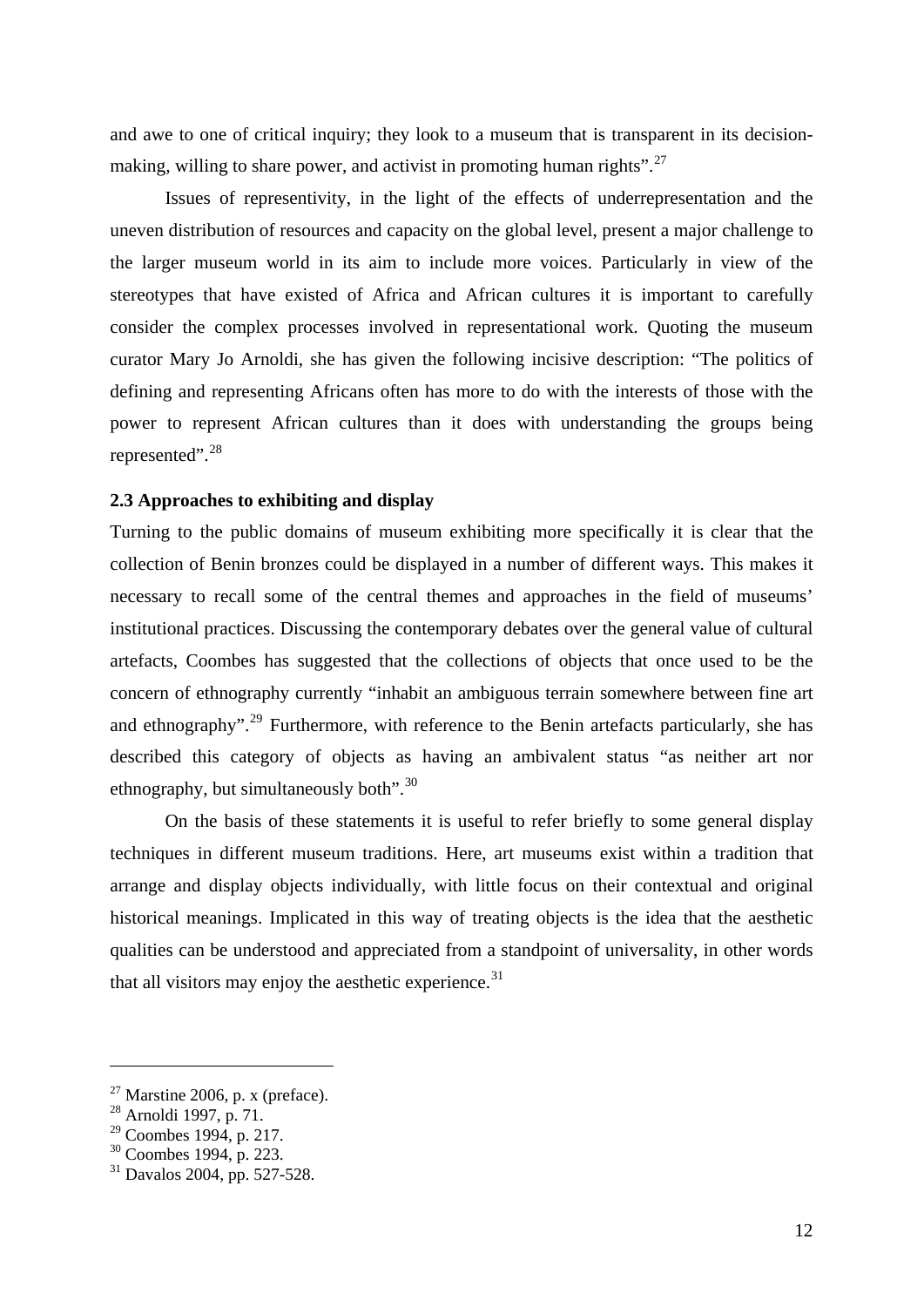and awe to one of critical inquiry; they look to a museum that is transparent in its decision-making, willing to share power, and activist in promoting human rights".[27]

Issues of representivity, in the light of the effects of underrepresentation and the uneven distribution of resources and capacity on the global level, present a major challenge to the larger museum world in its aim to include more voices. Particularly in view of the stereotypes that have existed of Africa and African cultures it is important to carefully consider the complex processes involved in representational work. Quoting the museum curator Mary Jo Arnoldi, she has given the following incisive description: "The politics of defining and representing Africans often has more to do with the interests of those with the power to represent African cultures than it does with understanding the groups being represented".[28]

### 2.3 Approaches to exhibiting and display

Turning to the public domains of museum exhibiting more specifically it is clear that the collection of Benin bronzes could be displayed in a number of different ways. This makes it necessary to recall some of the central themes and approaches in the field of museums' institutional practices. Discussing the contemporary debates over the general value of cultural artefacts, Coombes has suggested that the collections of objects that once used to be the concern of ethnography currently "inhabit an ambiguous terrain somewhere between fine art and ethnography".[29] Furthermore, with reference to the Benin artefacts particularly, she has described this category of objects as having an ambivalent status "as neither art nor ethnography, but simultaneously both".[30]

On the basis of these statements it is useful to refer briefly to some general display techniques in different museum traditions. Here, art museums exist within a tradition that arrange and display objects individually, with little focus on their contextual and original historical meanings. Implicated in this way of treating objects is the idea that the aesthetic qualities can be understood and appreciated from a standpoint of universality, in other words that all visitors may enjoy the aesthetic experience.[31]

---

[27] Marstine 2006, p. x (preface).
[28] Arnoldi 1997, p. 71.
[29] Coombes 1994, p. 217.
[30] Coombes 1994, p. 223.
[31] Davalos 2004, pp. 527-528.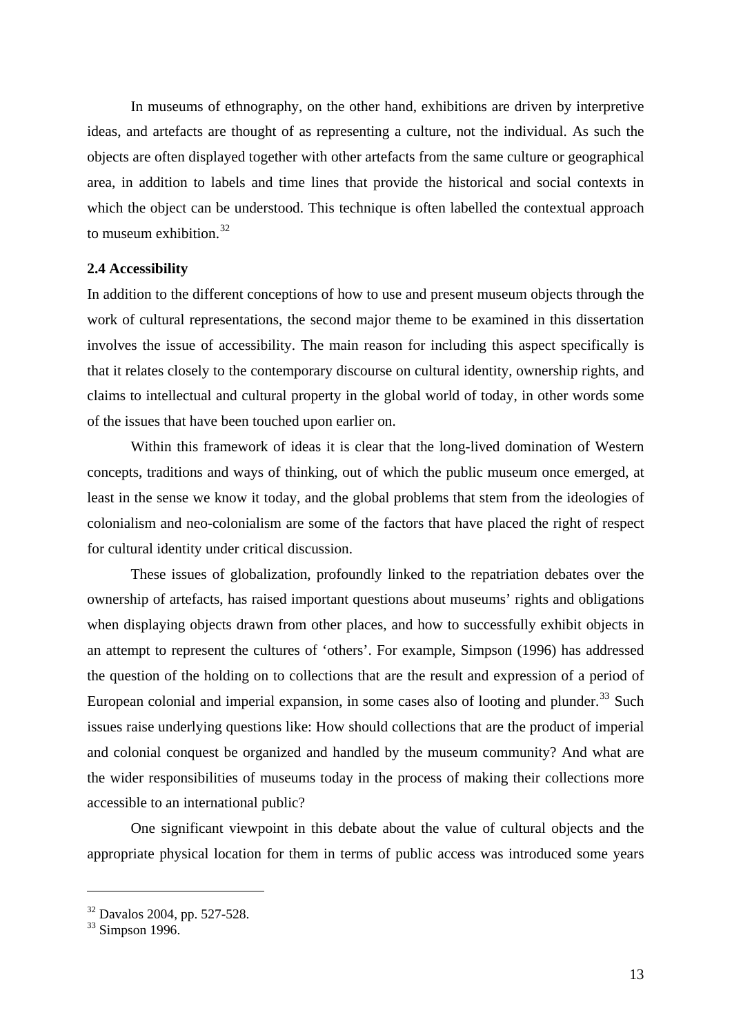In museums of ethnography, on the other hand, exhibitions are driven by interpretive ideas, and artefacts are thought of as representing a culture, not the individual. As such the objects are often displayed together with other artefacts from the same culture or geographical area, in addition to labels and time lines that provide the historical and social contexts in which the object can be understood. This technique is often labelled the contextual approach to museum exhibition.[32]

### 2.4 Accessibility

In addition to the different conceptions of how to use and present museum objects through the work of cultural representations, the second major theme to be examined in this dissertation involves the issue of accessibility. The main reason for including this aspect specifically is that it relates closely to the contemporary discourse on cultural identity, ownership rights, and claims to intellectual and cultural property in the global world of today, in other words some of the issues that have been touched upon earlier on.

Within this framework of ideas it is clear that the long-lived domination of Western concepts, traditions and ways of thinking, out of which the public museum once emerged, at least in the sense we know it today, and the global problems that stem from the ideologies of colonialism and neo-colonialism are some of the factors that have placed the right of respect for cultural identity under critical discussion.

These issues of globalization, profoundly linked to the repatriation debates over the ownership of artefacts, has raised important questions about museums' rights and obligations when displaying objects drawn from other places, and how to successfully exhibit objects in an attempt to represent the cultures of 'others'. For example, Simpson (1996) has addressed the question of the holding on to collections that are the result and expression of a period of European colonial and imperial expansion, in some cases also of looting and plunder.[33] Such issues raise underlying questions like: How should collections that are the product of imperial and colonial conquest be organized and handled by the museum community? And what are the wider responsibilities of museums today in the process of making their collections more accessible to an international public?

One significant viewpoint in this debate about the value of cultural objects and the appropriate physical location for them in terms of public access was introduced some years

---

[32] Davalos 2004, pp. 527-528.

[33] Simpson 1996.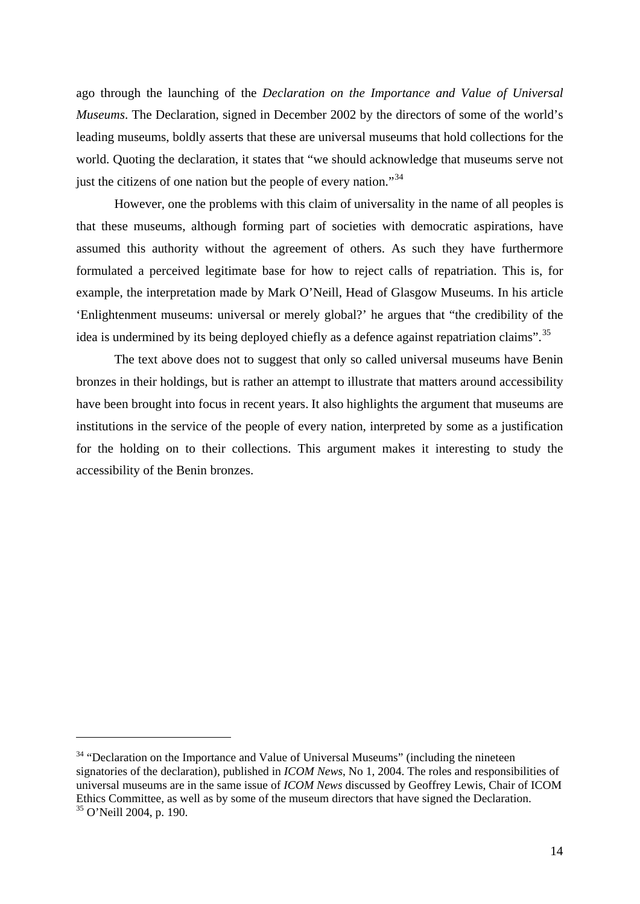ago through the launching of the *Declaration on the Importance and Value of Universal Museums*. The Declaration, signed in December 2002 by the directors of some of the world's leading museums, boldly asserts that these are universal museums that hold collections for the world. Quoting the declaration, it states that "we should acknowledge that museums serve not just the citizens of one nation but the people of every nation."[34]

However, one the problems with this claim of universality in the name of all peoples is that these museums, although forming part of societies with democratic aspirations, have assumed this authority without the agreement of others. As such they have furthermore formulated a perceived legitimate base for how to reject calls of repatriation. This is, for example, the interpretation made by Mark O'Neill, Head of Glasgow Museums. In his article 'Enlightenment museums: universal or merely global?' he argues that "the credibility of the idea is undermined by its being deployed chiefly as a defence against repatriation claims".[35]

The text above does not to suggest that only so called universal museums have Benin bronzes in their holdings, but is rather an attempt to illustrate that matters around accessibility have been brought into focus in recent years. It also highlights the argument that museums are institutions in the service of the people of every nation, interpreted by some as a justification for the holding on to their collections. This argument makes it interesting to study the accessibility of the Benin bronzes.

---

[34] "Declaration on the Importance and Value of Universal Museums" (including the nineteen signatories of the declaration), published in *ICOM News*, No 1, 2004. The roles and responsibilities of universal museums are in the same issue of *ICOM News* discussed by Geoffrey Lewis, Chair of ICOM Ethics Committee, as well as by some of the museum directors that have signed the Declaration.

[35] O'Neill 2004, p. 190.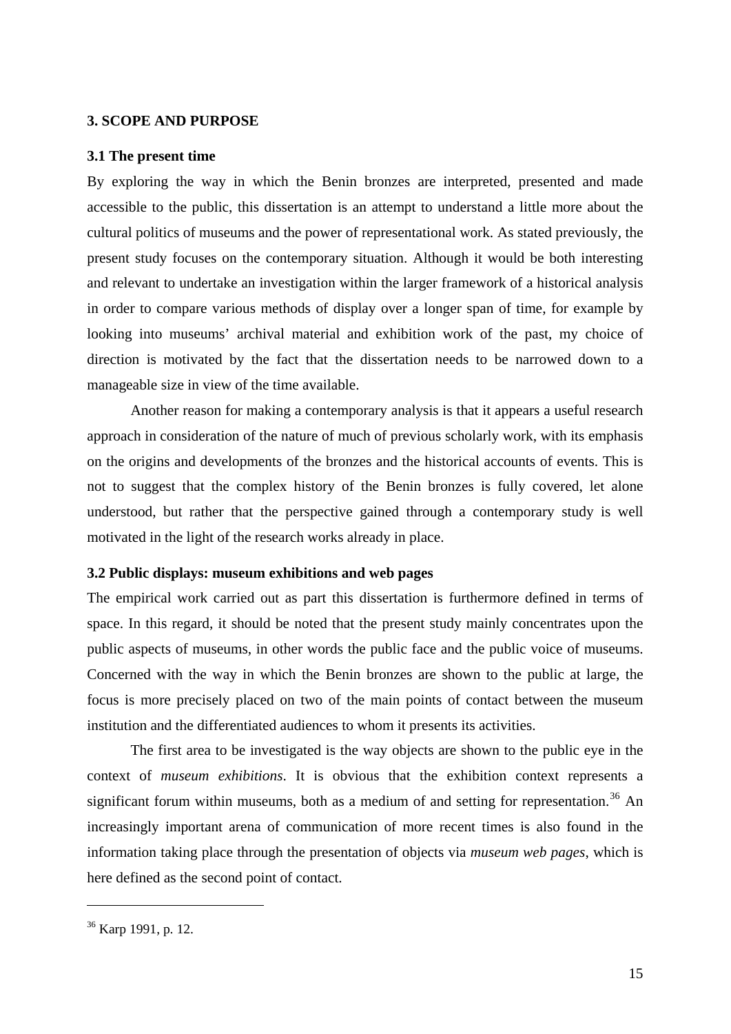## 3. SCOPE AND PURPOSE

### 3.1 The present time

By exploring the way in which the Benin bronzes are interpreted, presented and made accessible to the public, this dissertation is an attempt to understand a little more about the cultural politics of museums and the power of representational work. As stated previously, the present study focuses on the contemporary situation. Although it would be both interesting and relevant to undertake an investigation within the larger framework of a historical analysis in order to compare various methods of display over a longer span of time, for example by looking into museums' archival material and exhibition work of the past, my choice of direction is motivated by the fact that the dissertation needs to be narrowed down to a manageable size in view of the time available.

Another reason for making a contemporary analysis is that it appears a useful research approach in consideration of the nature of much of previous scholarly work, with its emphasis on the origins and developments of the bronzes and the historical accounts of events. This is not to suggest that the complex history of the Benin bronzes is fully covered, let alone understood, but rather that the perspective gained through a contemporary study is well motivated in the light of the research works already in place.

### 3.2 Public displays: museum exhibitions and web pages

The empirical work carried out as part this dissertation is furthermore defined in terms of space. In this regard, it should be noted that the present study mainly concentrates upon the public aspects of museums, in other words the public face and the public voice of museums. Concerned with the way in which the Benin bronzes are shown to the public at large, the focus is more precisely placed on two of the main points of contact between the museum institution and the differentiated audiences to whom it presents its activities.

The first area to be investigated is the way objects are shown to the public eye in the context of *museum exhibitions*. It is obvious that the exhibition context represents a significant forum within museums, both as a medium of and setting for representation.[36] An increasingly important arena of communication of more recent times is also found in the information taking place through the presentation of objects via *museum web pages*, which is here defined as the second point of contact.

---

[36] Karp 1991, p. 12.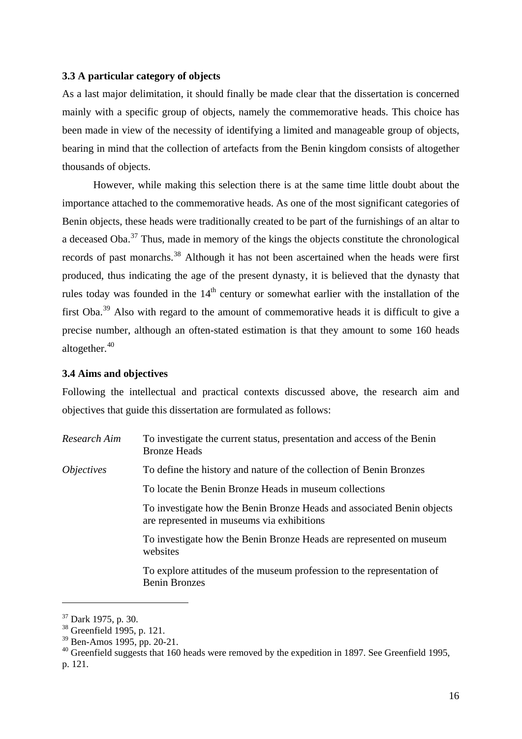### 3.3 A particular category of objects

As a last major delimitation, it should finally be made clear that the dissertation is concerned mainly with a specific group of objects, namely the commemorative heads. This choice has been made in view of the necessity of identifying a limited and manageable group of objects, bearing in mind that the collection of artefacts from the Benin kingdom consists of altogether thousands of objects.

However, while making this selection there is at the same time little doubt about the importance attached to the commemorative heads. As one of the most significant categories of Benin objects, these heads were traditionally created to be part of the furnishings of an altar to a deceased Oba.[37] Thus, made in memory of the kings the objects constitute the chronological records of past monarchs.[38] Although it has not been ascertained when the heads were first produced, thus indicating the age of the present dynasty, it is believed that the dynasty that rules today was founded in the 14th century or somewhat earlier with the installation of the first Oba.[39] Also with regard to the amount of commemorative heads it is difficult to give a precise number, although an often-stated estimation is that they amount to some 160 heads altogether.[40]

### 3.4 Aims and objectives

Following the intellectual and practical contexts discussed above, the research aim and objectives that guide this dissertation are formulated as follows:

| | |
|---|---|
| *Research Aim* | To investigate the current status, presentation and access of the Benin Bronze Heads |
| *Objectives* | To define the history and nature of the collection of Benin Bronzes |
| | To locate the Benin Bronze Heads in museum collections |
| | To investigate how the Benin Bronze Heads and associated Benin objects are represented in museums via exhibitions |
| | To investigate how the Benin Bronze Heads are represented on museum websites |
| | To explore attitudes of the museum profession to the representation of Benin Bronzes |

---

[37] Dark 1975, p. 30.
[38] Greenfield 1995, p. 121.
[39] Ben-Amos 1995, pp. 20-21.
[40] Greenfield suggests that 160 heads were removed by the expedition in 1897. See Greenfield 1995, p. 121.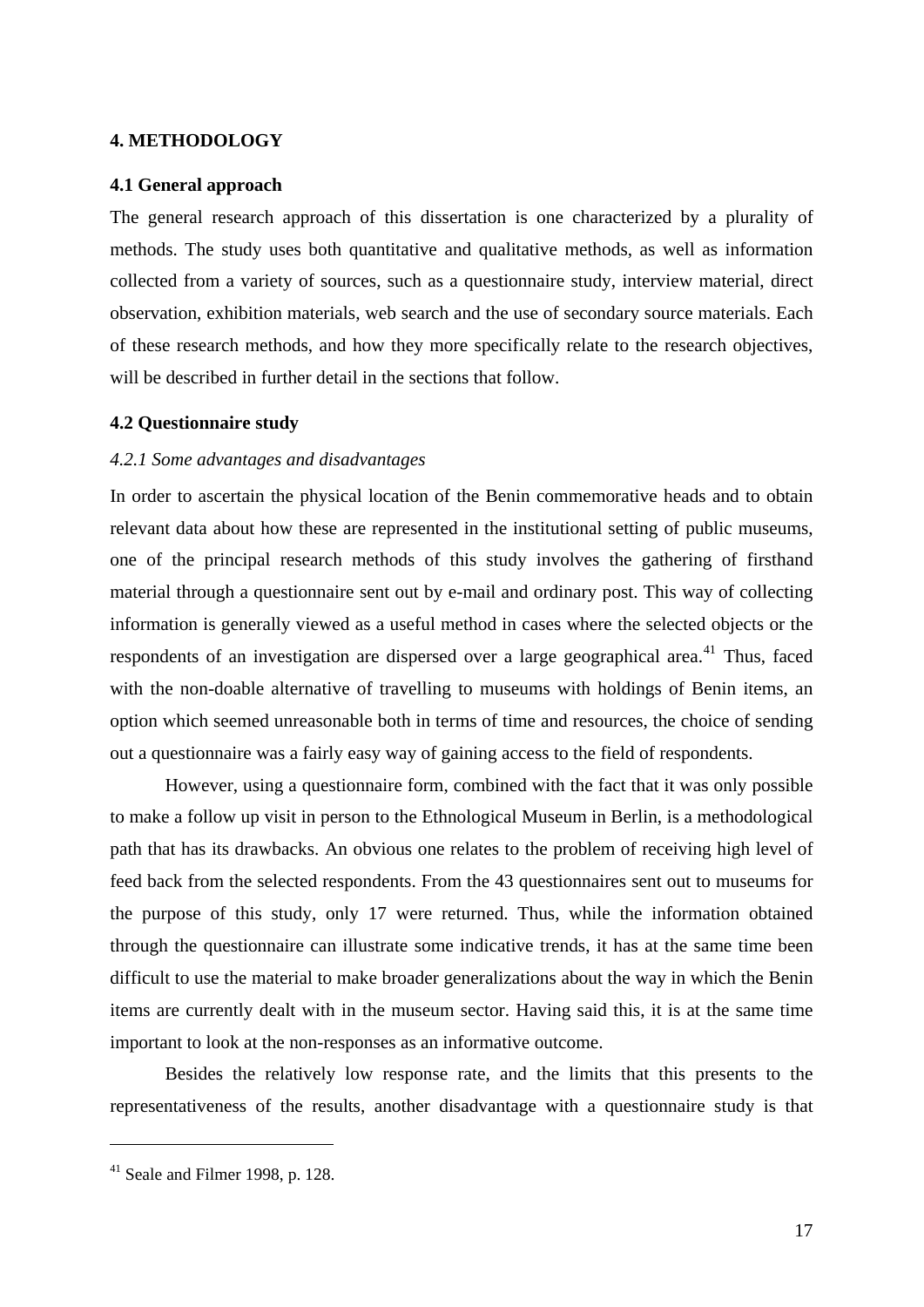# 4. METHODOLOGY

## 4.1 General approach

The general research approach of this dissertation is one characterized by a plurality of methods. The study uses both quantitative and qualitative methods, as well as information collected from a variety of sources, such as a questionnaire study, interview material, direct observation, exhibition materials, web search and the use of secondary source materials. Each of these research methods, and how they more specifically relate to the research objectives, will be described in further detail in the sections that follow.

## 4.2 Questionnaire study

### *4.2.1 Some advantages and disadvantages*

In order to ascertain the physical location of the Benin commemorative heads and to obtain relevant data about how these are represented in the institutional setting of public museums, one of the principal research methods of this study involves the gathering of firsthand material through a questionnaire sent out by e-mail and ordinary post. This way of collecting information is generally viewed as a useful method in cases where the selected objects or the respondents of an investigation are dispersed over a large geographical area.[41] Thus, faced with the non-doable alternative of travelling to museums with holdings of Benin items, an option which seemed unreasonable both in terms of time and resources, the choice of sending out a questionnaire was a fairly easy way of gaining access to the field of respondents.

However, using a questionnaire form, combined with the fact that it was only possible to make a follow up visit in person to the Ethnological Museum in Berlin, is a methodological path that has its drawbacks. An obvious one relates to the problem of receiving high level of feed back from the selected respondents. From the 43 questionnaires sent out to museums for the purpose of this study, only 17 were returned. Thus, while the information obtained through the questionnaire can illustrate some indicative trends, it has at the same time been difficult to use the material to make broader generalizations about the way in which the Benin items are currently dealt with in the museum sector. Having said this, it is at the same time important to look at the non-responses as an informative outcome.

Besides the relatively low response rate, and the limits that this presents to the representativeness of the results, another disadvantage with a questionnaire study is that

[41] Seale and Filmer 1998, p. 128.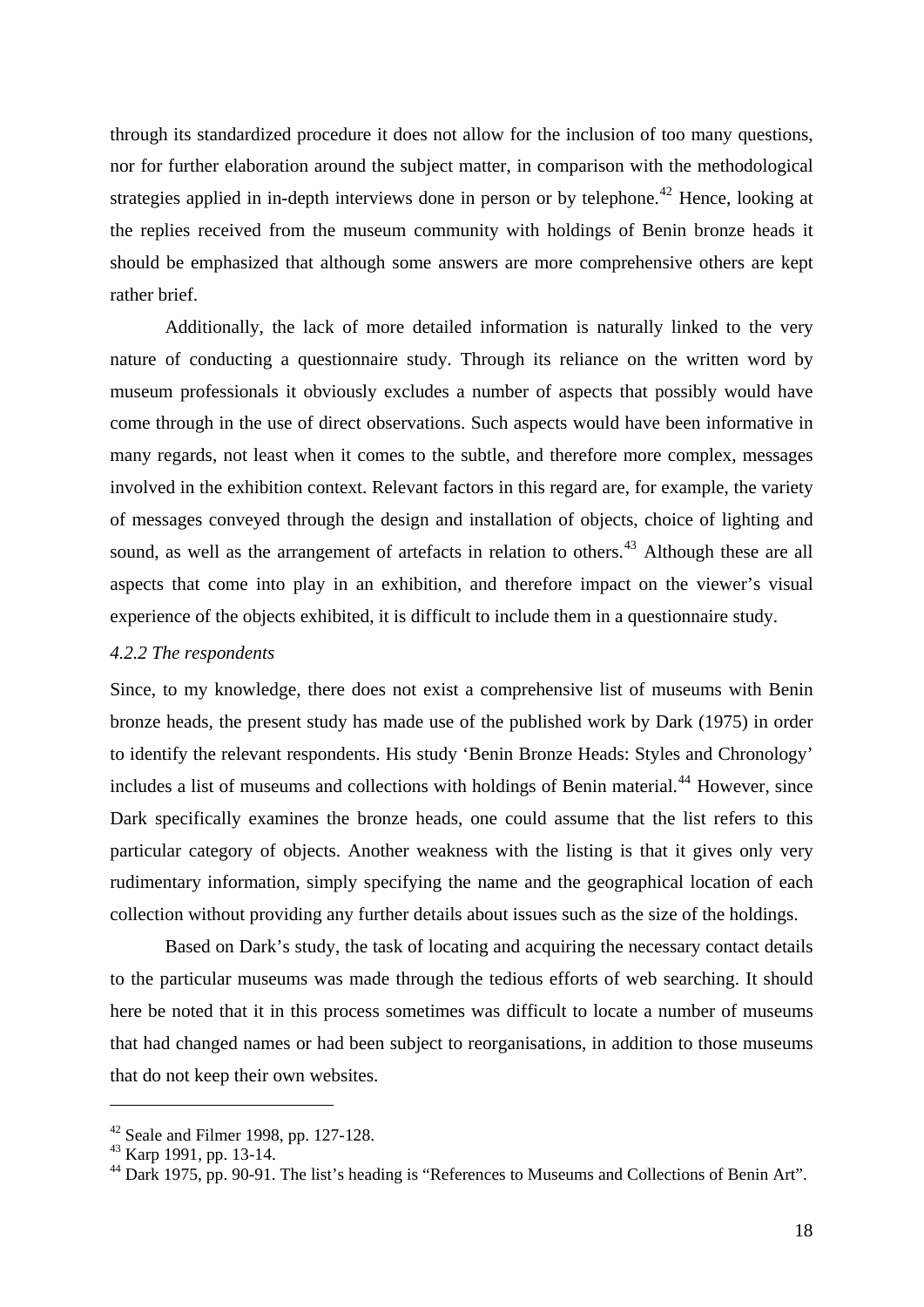through its standardized procedure it does not allow for the inclusion of too many questions, nor for further elaboration around the subject matter, in comparison with the methodological strategies applied in in-depth interviews done in person or by telephone.[42] Hence, looking at the replies received from the museum community with holdings of Benin bronze heads it should be emphasized that although some answers are more comprehensive others are kept rather brief.

Additionally, the lack of more detailed information is naturally linked to the very nature of conducting a questionnaire study. Through its reliance on the written word by museum professionals it obviously excludes a number of aspects that possibly would have come through in the use of direct observations. Such aspects would have been informative in many regards, not least when it comes to the subtle, and therefore more complex, messages involved in the exhibition context. Relevant factors in this regard are, for example, the variety of messages conveyed through the design and installation of objects, choice of lighting and sound, as well as the arrangement of artefacts in relation to others.[43] Although these are all aspects that come into play in an exhibition, and therefore impact on the viewer's visual experience of the objects exhibited, it is difficult to include them in a questionnaire study.

### *4.2.2 The respondents*

Since, to my knowledge, there does not exist a comprehensive list of museums with Benin bronze heads, the present study has made use of the published work by Dark (1975) in order to identify the relevant respondents. His study 'Benin Bronze Heads: Styles and Chronology' includes a list of museums and collections with holdings of Benin material.[44] However, since Dark specifically examines the bronze heads, one could assume that the list refers to this particular category of objects. Another weakness with the listing is that it gives only very rudimentary information, simply specifying the name and the geographical location of each collection without providing any further details about issues such as the size of the holdings.

Based on Dark's study, the task of locating and acquiring the necessary contact details to the particular museums was made through the tedious efforts of web searching. It should here be noted that it in this process sometimes was difficult to locate a number of museums that had changed names or had been subject to reorganisations, in addition to those museums that do not keep their own websites.

---

[42] Seale and Filmer 1998, pp. 127-128.
[43] Karp 1991, pp. 13-14.
[44] Dark 1975, pp. 90-91. The list's heading is "References to Museums and Collections of Benin Art".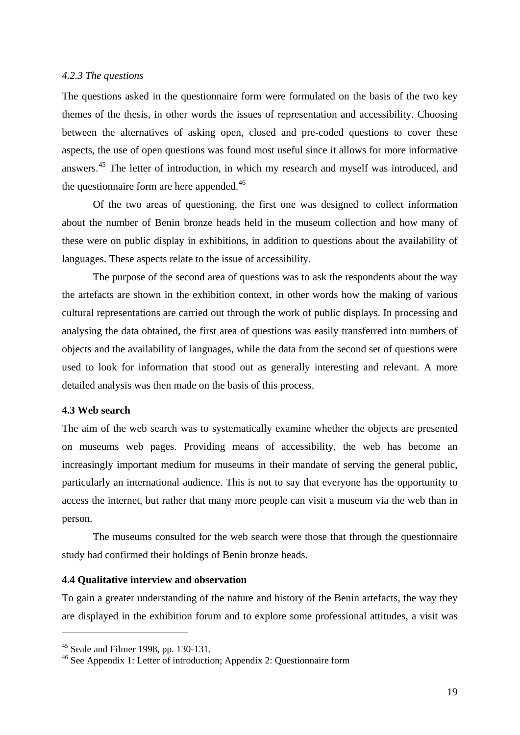*4.2.3 The questions*

The questions asked in the questionnaire form were formulated on the basis of the two key themes of the thesis, in other words the issues of representation and accessibility. Choosing between the alternatives of asking open, closed and pre-coded questions to cover these aspects, the use of open questions was found most useful since it allows for more informative answers.[45] The letter of introduction, in which my research and myself was introduced, and the questionnaire form are here appended.[46]

Of the two areas of questioning, the first one was designed to collect information about the number of Benin bronze heads held in the museum collection and how many of these were on public display in exhibitions, in addition to questions about the availability of languages. These aspects relate to the issue of accessibility.

The purpose of the second area of questions was to ask the respondents about the way the artefacts are shown in the exhibition context, in other words how the making of various cultural representations are carried out through the work of public displays. In processing and analysing the data obtained, the first area of questions was easily transferred into numbers of objects and the availability of languages, while the data from the second set of questions were used to look for information that stood out as generally interesting and relevant. A more detailed analysis was then made on the basis of this process.

### 4.3 Web search

The aim of the web search was to systematically examine whether the objects are presented on museums web pages. Providing means of accessibility, the web has become an increasingly important medium for museums in their mandate of serving the general public, particularly an international audience. This is not to say that everyone has the opportunity to access the internet, but rather that many more people can visit a museum via the web than in person.

The museums consulted for the web search were those that through the questionnaire study had confirmed their holdings of Benin bronze heads.

### 4.4 Qualitative interview and observation

To gain a greater understanding of the nature and history of the Benin artefacts, the way they are displayed in the exhibition forum and to explore some professional attitudes, a visit was

---

[45] Seale and Filmer 1998, pp. 130-131.

[46] See Appendix 1: Letter of introduction; Appendix 2: Questionnaire form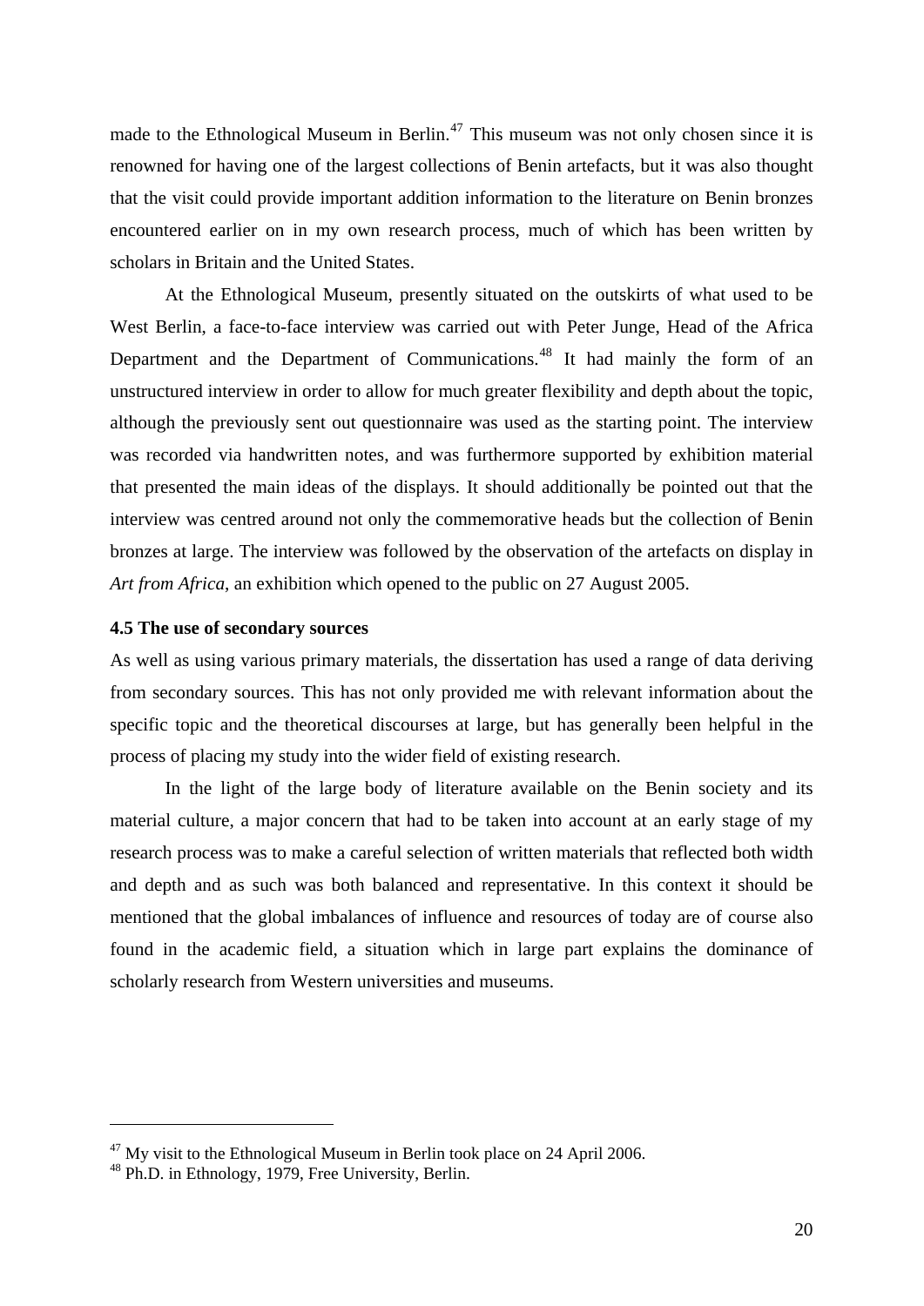made to the Ethnological Museum in Berlin.[47] This museum was not only chosen since it is renowned for having one of the largest collections of Benin artefacts, but it was also thought that the visit could provide important addition information to the literature on Benin bronzes encountered earlier on in my own research process, much of which has been written by scholars in Britain and the United States.

At the Ethnological Museum, presently situated on the outskirts of what used to be West Berlin, a face-to-face interview was carried out with Peter Junge, Head of the Africa Department and the Department of Communications.[48] It had mainly the form of an unstructured interview in order to allow for much greater flexibility and depth about the topic, although the previously sent out questionnaire was used as the starting point. The interview was recorded via handwritten notes, and was furthermore supported by exhibition material that presented the main ideas of the displays. It should additionally be pointed out that the interview was centred around not only the commemorative heads but the collection of Benin bronzes at large. The interview was followed by the observation of the artefacts on display in *Art from Africa*, an exhibition which opened to the public on 27 August 2005.

**4.5 The use of secondary sources**

As well as using various primary materials, the dissertation has used a range of data deriving from secondary sources. This has not only provided me with relevant information about the specific topic and the theoretical discourses at large, but has generally been helpful in the process of placing my study into the wider field of existing research.

In the light of the large body of literature available on the Benin society and its material culture, a major concern that had to be taken into account at an early stage of my research process was to make a careful selection of written materials that reflected both width and depth and as such was both balanced and representative. In this context it should be mentioned that the global imbalances of influence and resources of today are of course also found in the academic field, a situation which in large part explains the dominance of scholarly research from Western universities and museums.

---

[47] My visit to the Ethnological Museum in Berlin took place on 24 April 2006.

[48] Ph.D. in Ethnology, 1979, Free University, Berlin.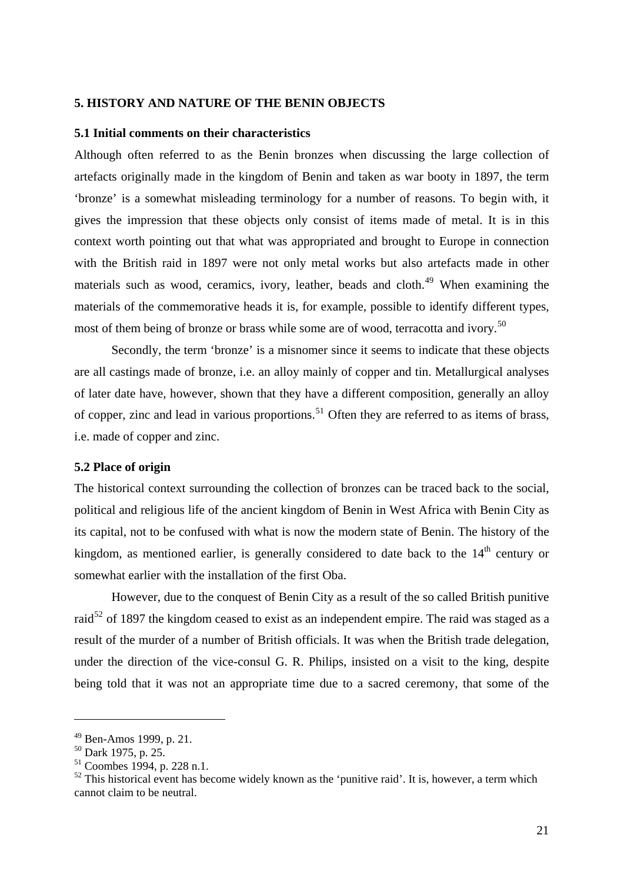## 5. HISTORY AND NATURE OF THE BENIN OBJECTS

### 5.1 Initial comments on their characteristics

Although often referred to as the Benin bronzes when discussing the large collection of artefacts originally made in the kingdom of Benin and taken as war booty in 1897, the term 'bronze' is a somewhat misleading terminology for a number of reasons. To begin with, it gives the impression that these objects only consist of items made of metal. It is in this context worth pointing out that what was appropriated and brought to Europe in connection with the British raid in 1897 were not only metal works but also artefacts made in other materials such as wood, ceramics, ivory, leather, beads and cloth.[49] When examining the materials of the commemorative heads it is, for example, possible to identify different types, most of them being of bronze or brass while some are of wood, terracotta and ivory.[50]

Secondly, the term 'bronze' is a misnomer since it seems to indicate that these objects are all castings made of bronze, i.e. an alloy mainly of copper and tin. Metallurgical analyses of later date have, however, shown that they have a different composition, generally an alloy of copper, zinc and lead in various proportions.[51] Often they are referred to as items of brass, i.e. made of copper and zinc.

### 5.2 Place of origin

The historical context surrounding the collection of bronzes can be traced back to the social, political and religious life of the ancient kingdom of Benin in West Africa with Benin City as its capital, not to be confused with what is now the modern state of Benin. The history of the kingdom, as mentioned earlier, is generally considered to date back to the 14th century or somewhat earlier with the installation of the first Oba.

However, due to the conquest of Benin City as a result of the so called British punitive raid[52] of 1897 the kingdom ceased to exist as an independent empire. The raid was staged as a result of the murder of a number of British officials. It was when the British trade delegation, under the direction of the vice-consul G. R. Philips, insisted on a visit to the king, despite being told that it was not an appropriate time due to a sacred ceremony, that some of the

---

[49] Ben-Amos 1999, p. 21.
[50] Dark 1975, p. 25.
[51] Coombes 1994, p. 228 n.1.
[52] This historical event has become widely known as the 'punitive raid'. It is, however, a term which cannot claim to be neutral.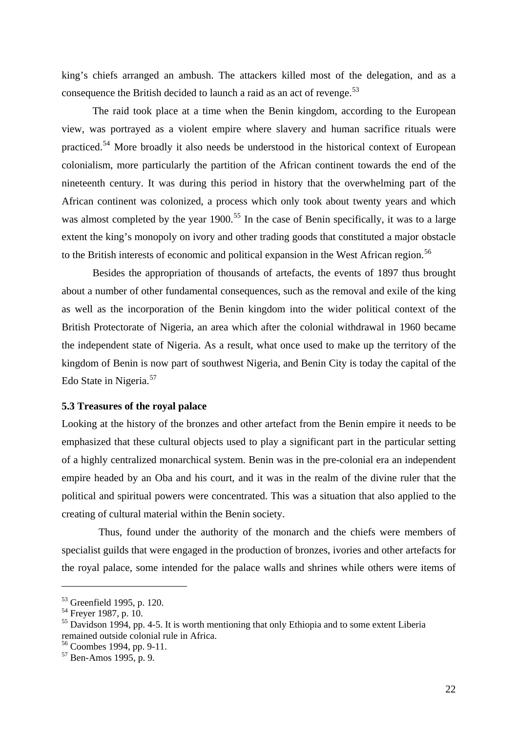king's chiefs arranged an ambush. The attackers killed most of the delegation, and as a consequence the British decided to launch a raid as an act of revenge.[53]

The raid took place at a time when the Benin kingdom, according to the European view, was portrayed as a violent empire where slavery and human sacrifice rituals were practiced.[54] More broadly it also needs be understood in the historical context of European colonialism, more particularly the partition of the African continent towards the end of the nineteenth century. It was during this period in history that the overwhelming part of the African continent was colonized, a process which only took about twenty years and which was almost completed by the year 1900.[55] In the case of Benin specifically, it was to a large extent the king's monopoly on ivory and other trading goods that constituted a major obstacle to the British interests of economic and political expansion in the West African region.[56]

Besides the appropriation of thousands of artefacts, the events of 1897 thus brought about a number of other fundamental consequences, such as the removal and exile of the king as well as the incorporation of the Benin kingdom into the wider political context of the British Protectorate of Nigeria, an area which after the colonial withdrawal in 1960 became the independent state of Nigeria. As a result, what once used to make up the territory of the kingdom of Benin is now part of southwest Nigeria, and Benin City is today the capital of the Edo State in Nigeria.[57]

### 5.3 Treasures of the royal palace

Looking at the history of the bronzes and other artefact from the Benin empire it needs to be emphasized that these cultural objects used to play a significant part in the particular setting of a highly centralized monarchical system. Benin was in the pre-colonial era an independent empire headed by an Oba and his court, and it was in the realm of the divine ruler that the political and spiritual powers were concentrated. This was a situation that also applied to the creating of cultural material within the Benin society.

Thus, found under the authority of the monarch and the chiefs were members of specialist guilds that were engaged in the production of bronzes, ivories and other artefacts for the royal palace, some intended for the palace walls and shrines while others were items of

---

[53] Greenfield 1995, p. 120.

[54] Freyer 1987, p. 10.

[55] Davidson 1994, pp. 4-5. It is worth mentioning that only Ethiopia and to some extent Liberia remained outside colonial rule in Africa.

[56] Coombes 1994, pp. 9-11.

[57] Ben-Amos 1995, p. 9.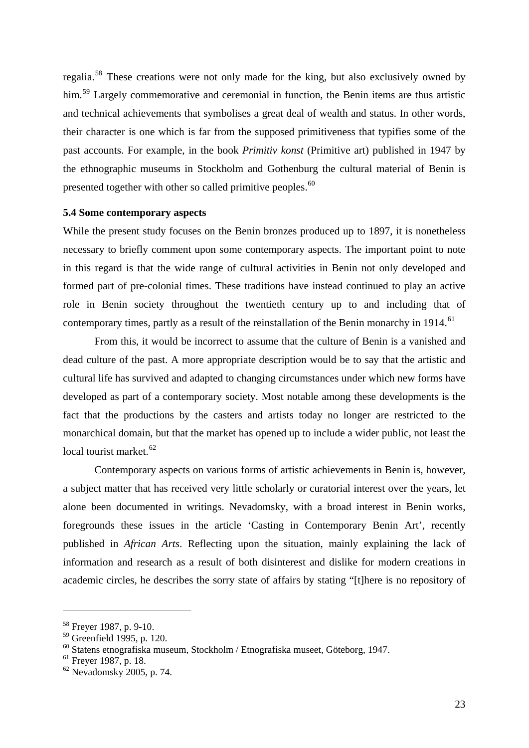regalia.[58] These creations were not only made for the king, but also exclusively owned by him.[59] Largely commemorative and ceremonial in function, the Benin items are thus artistic and technical achievements that symbolises a great deal of wealth and status. In other words, their character is one which is far from the supposed primitiveness that typifies some of the past accounts. For example, in the book *Primitiv konst* (Primitive art) published in 1947 by the ethnographic museums in Stockholm and Gothenburg the cultural material of Benin is presented together with other so called primitive peoples.[60]

### 5.4 Some contemporary aspects

While the present study focuses on the Benin bronzes produced up to 1897, it is nonetheless necessary to briefly comment upon some contemporary aspects. The important point to note in this regard is that the wide range of cultural activities in Benin not only developed and formed part of pre-colonial times. These traditions have instead continued to play an active role in Benin society throughout the twentieth century up to and including that of contemporary times, partly as a result of the reinstallation of the Benin monarchy in 1914.[61]

From this, it would be incorrect to assume that the culture of Benin is a vanished and dead culture of the past. A more appropriate description would be to say that the artistic and cultural life has survived and adapted to changing circumstances under which new forms have developed as part of a contemporary society. Most notable among these developments is the fact that the productions by the casters and artists today no longer are restricted to the monarchical domain, but that the market has opened up to include a wider public, not least the local tourist market.[62]

Contemporary aspects on various forms of artistic achievements in Benin is, however, a subject matter that has received very little scholarly or curatorial interest over the years, let alone been documented in writings. Nevadomsky, with a broad interest in Benin works, foregrounds these issues in the article 'Casting in Contemporary Benin Art', recently published in *African Arts*. Reflecting upon the situation, mainly explaining the lack of information and research as a result of both disinterest and dislike for modern creations in academic circles, he describes the sorry state of affairs by stating "[t]here is no repository of

---

[58] Freyer 1987, p. 9-10.
[59] Greenfield 1995, p. 120.
[60] Statens etnografiska museum, Stockholm / Etnografiska museet, Göteborg, 1947.
[61] Freyer 1987, p. 18.
[62] Nevadomsky 2005, p. 74.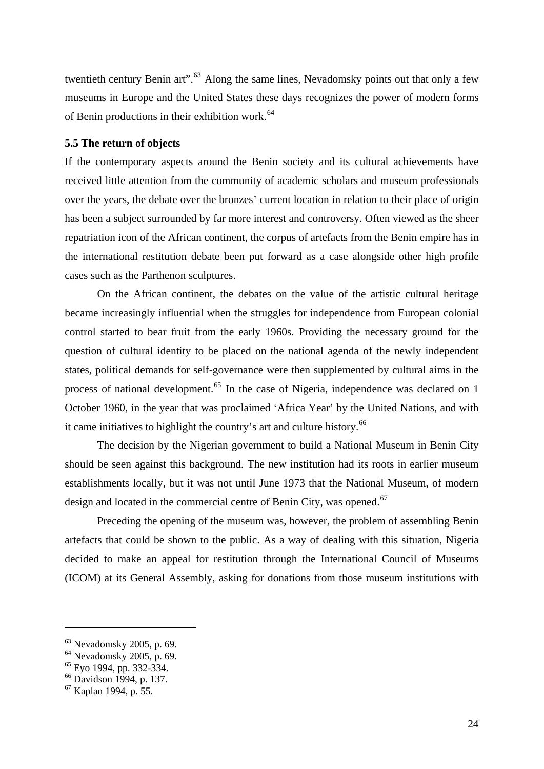twentieth century Benin art".[63] Along the same lines, Nevadomsky points out that only a few museums in Europe and the United States these days recognizes the power of modern forms of Benin productions in their exhibition work.[64]

### 5.5 The return of objects

If the contemporary aspects around the Benin society and its cultural achievements have received little attention from the community of academic scholars and museum professionals over the years, the debate over the bronzes' current location in relation to their place of origin has been a subject surrounded by far more interest and controversy. Often viewed as the sheer repatriation icon of the African continent, the corpus of artefacts from the Benin empire has in the international restitution debate been put forward as a case alongside other high profile cases such as the Parthenon sculptures.

On the African continent, the debates on the value of the artistic cultural heritage became increasingly influential when the struggles for independence from European colonial control started to bear fruit from the early 1960s. Providing the necessary ground for the question of cultural identity to be placed on the national agenda of the newly independent states, political demands for self-governance were then supplemented by cultural aims in the process of national development.[65] In the case of Nigeria, independence was declared on 1 October 1960, in the year that was proclaimed 'Africa Year' by the United Nations, and with it came initiatives to highlight the country's art and culture history.[66]

The decision by the Nigerian government to build a National Museum in Benin City should be seen against this background. The new institution had its roots in earlier museum establishments locally, but it was not until June 1973 that the National Museum, of modern design and located in the commercial centre of Benin City, was opened.[67]

Preceding the opening of the museum was, however, the problem of assembling Benin artefacts that could be shown to the public. As a way of dealing with this situation, Nigeria decided to make an appeal for restitution through the International Council of Museums (ICOM) at its General Assembly, asking for donations from those museum institutions with

---

[63] Nevadomsky 2005, p. 69.
[64] Nevadomsky 2005, p. 69.
[65] Eyo 1994, pp. 332-334.
[66] Davidson 1994, p. 137.
[67] Kaplan 1994, p. 55.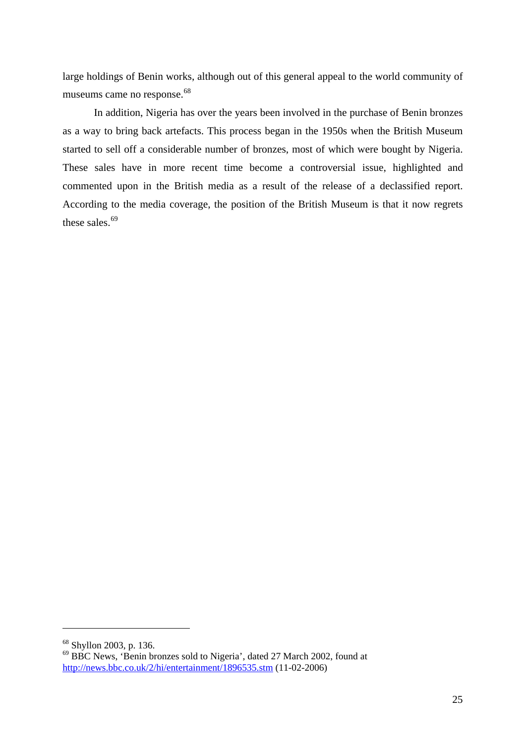large holdings of Benin works, although out of this general appeal to the world community of museums came no response.[68]

In addition, Nigeria has over the years been involved in the purchase of Benin bronzes as a way to bring back artefacts. This process began in the 1950s when the British Museum started to sell off a considerable number of bronzes, most of which were bought by Nigeria. These sales have in more recent time become a controversial issue, highlighted and commented upon in the British media as a result of the release of a declassified report. According to the media coverage, the position of the British Museum is that it now regrets these sales.[69]

---

[68] Shyllon 2003, p. 136.

[69] BBC News, 'Benin bronzes sold to Nigeria', dated 27 March 2002, found at http://news.bbc.co.uk/2/hi/entertainment/1896535.stm (11-02-2006)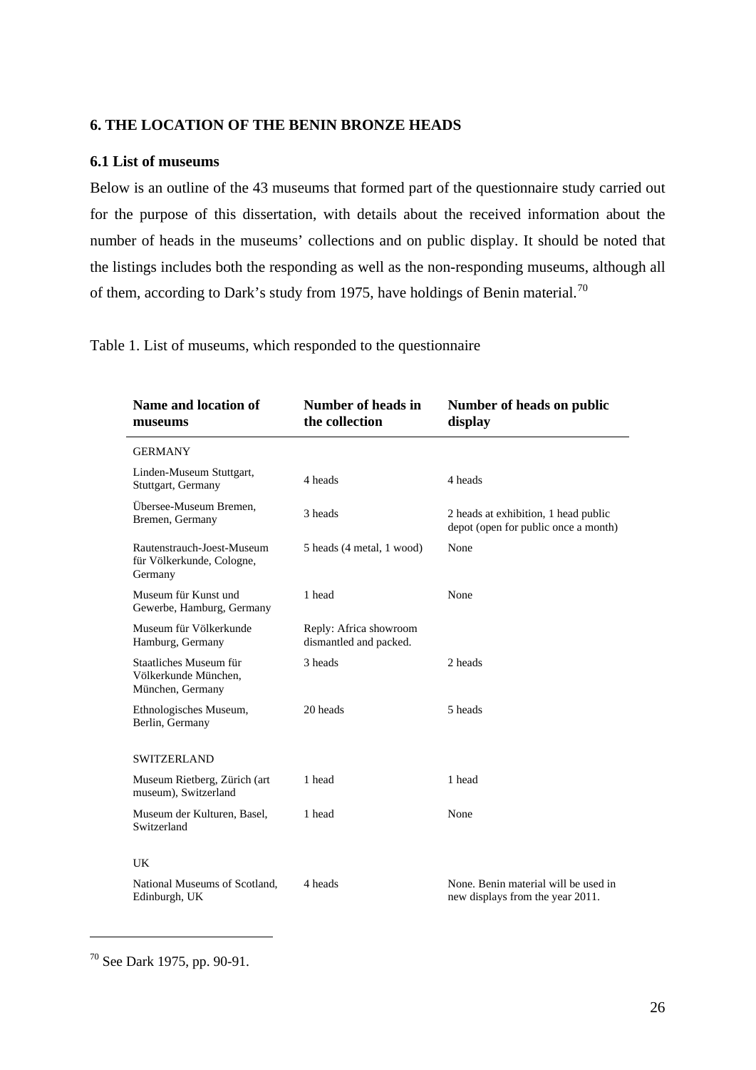## 6. THE LOCATION OF THE BENIN BRONZE HEADS

### 6.1 List of museums

Below is an outline of the 43 museums that formed part of the questionnaire study carried out for the purpose of this dissertation, with details about the received information about the number of heads in the museums' collections and on public display. It should be noted that the listings includes both the responding as well as the non-responding museums, although all of them, according to Dark's study from 1975, have holdings of Benin material.[70]

Table 1. List of museums, which responded to the questionnaire

| Name and location of museums | Number of heads in the collection | Number of heads on public display |
|---|---|---|
| GERMANY | | |
| Linden-Museum Stuttgart, Stuttgart, Germany | 4 heads | 4 heads |
| Übersee-Museum Bremen, Bremen, Germany | 3 heads | 2 heads at exhibition, 1 head public depot (open for public once a month) |
| Rautenstrauch-Joest-Museum für Völkerkunde, Cologne, Germany | 5 heads (4 metal, 1 wood) | None |
| Museum für Kunst und Gewerbe, Hamburg, Germany | 1 head | None |
| Museum für Völkerkunde Hamburg, Germany | Reply: Africa showroom dismantled and packed. | |
| Staatliches Museum für Völkerkunde München, München, Germany | 3 heads | 2 heads |
| Ethnologisches Museum, Berlin, Germany | 20 heads | 5 heads |
| SWITZERLAND | | |
| Museum Rietberg, Zürich (art museum), Switzerland | 1 head | 1 head |
| Museum der Kulturen, Basel, Switzerland | 1 head | None |
| UK | | |
| National Museums of Scotland, Edinburgh, UK | 4 heads | None. Benin material will be used in new displays from the year 2011. |

[70] See Dark 1975, pp. 90-91.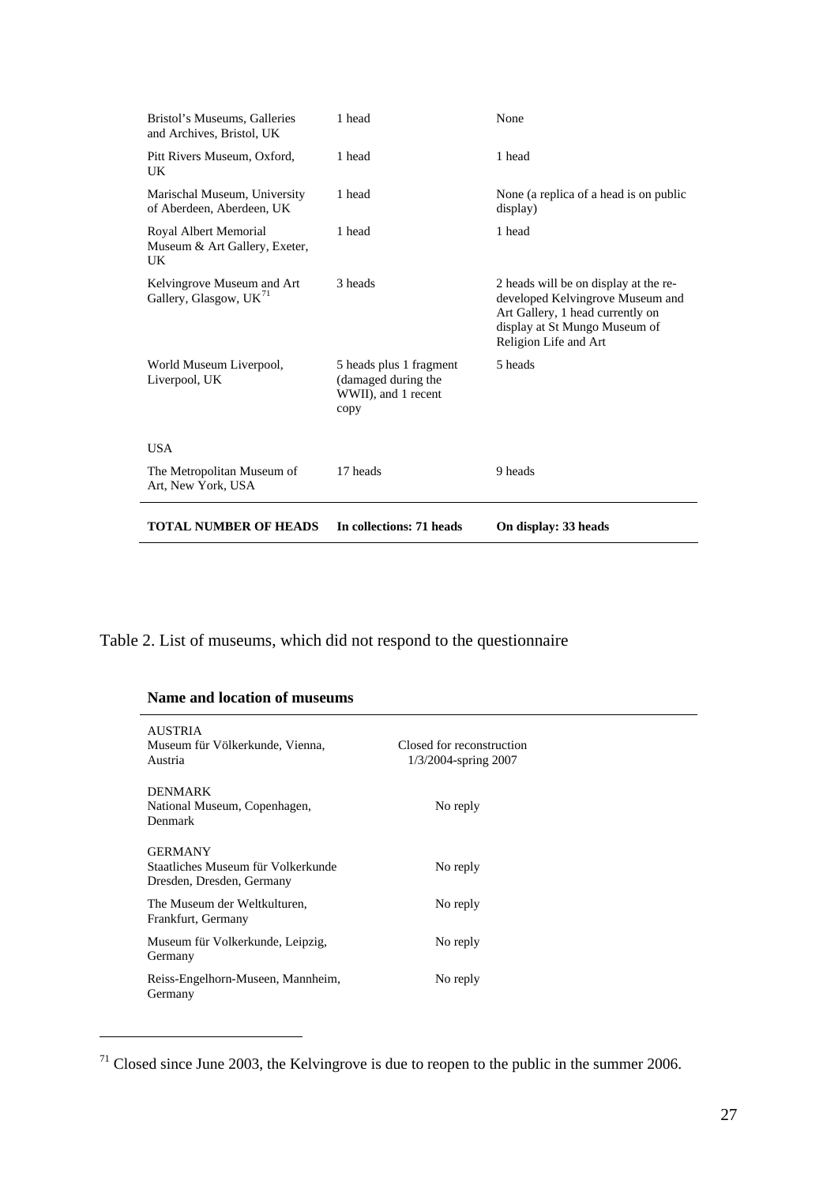| | | |
|---|---|---|
| Bristol's Museums, Galleries and Archives, Bristol, UK | 1 head | None |
| Pitt Rivers Museum, Oxford, UK | 1 head | 1 head |
| Marischal Museum, University of Aberdeen, Aberdeen, UK | 1 head | None (a replica of a head is on public display) |
| Royal Albert Memorial Museum & Art Gallery, Exeter, UK | 1 head | 1 head |
| Kelvingrove Museum and Art Gallery, Glasgow, UK[71] | 3 heads | 2 heads will be on display at the re-developed Kelvingrove Museum and Art Gallery, 1 head currently on display at St Mungo Museum of Religion Life and Art |
| World Museum Liverpool, Liverpool, UK | 5 heads plus 1 fragment (damaged during the WWII), and 1 recent copy | 5 heads |
| USA | | |
| The Metropolitan Museum of Art, New York, USA | 17 heads | 9 heads |
| **TOTAL NUMBER OF HEADS** | **In collections: 71 heads** | **On display: 33 heads** |

Table 2. List of museums, which did not respond to the questionnaire

| **Name and location of museums** | |
|---|---|
| AUSTRIA<br>Museum für Völkerkunde, Vienna, Austria | Closed for reconstruction 1/3/2004-spring 2007 |
| DENMARK<br>National Museum, Copenhagen, Denmark | No reply |
| GERMANY<br>Staatliches Museum für Volkerkunde Dresden, Dresden, Germany | No reply |
| The Museum der Weltkulturen, Frankfurt, Germany | No reply |
| Museum für Volkerkunde, Leipzig, Germany | No reply |
| Reiss-Engelhorn-Museen, Mannheim, Germany | No reply |

[71] Closed since June 2003, the Kelvingrove is due to reopen to the public in the summer 2006.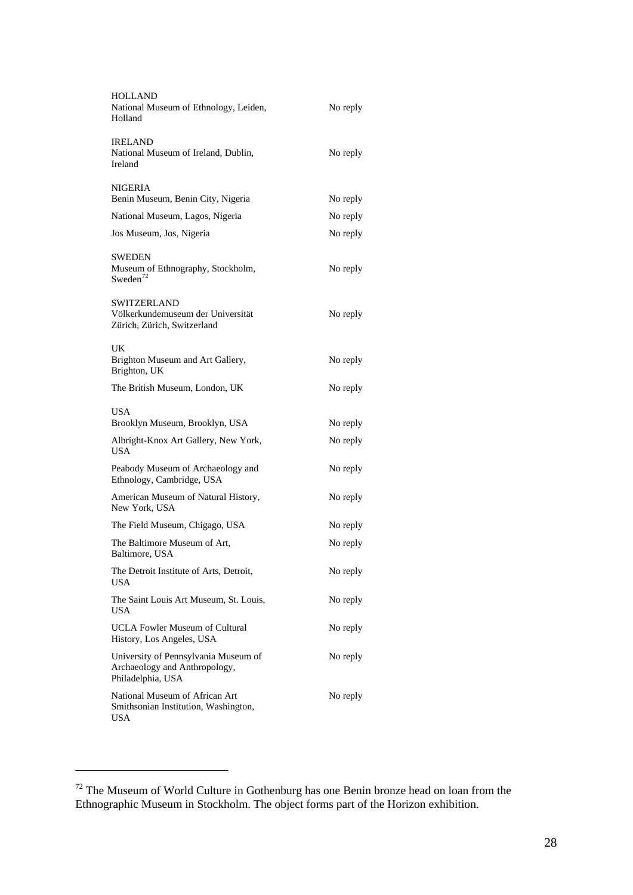| | |
|---|---|
| **HOLLAND** | |
| National Museum of Ethnology, Leiden, Holland | No reply |
| **IRELAND** | |
| National Museum of Ireland, Dublin, Ireland | No reply |
| **NIGERIA** | |
| Benin Museum, Benin City, Nigeria | No reply |
| National Museum, Lagos, Nigeria | No reply |
| Jos Museum, Jos, Nigeria | No reply |
| **SWEDEN** | |
| Museum of Ethnography, Stockholm, Sweden[72] | No reply |
| **SWITZERLAND** | |
| Völkerkundemuseum der Universität Zürich, Zürich, Switzerland | No reply |
| **UK** | |
| Brighton Museum and Art Gallery, Brighton, UK | No reply |
| The British Museum, London, UK | No reply |
| **USA** | |
| Brooklyn Museum, Brooklyn, USA | No reply |
| Albright-Knox Art Gallery, New York, USA | No reply |
| Peabody Museum of Archaeology and Ethnology, Cambridge, USA | No reply |
| American Museum of Natural History, New York, USA | No reply |
| The Field Museum, Chigago, USA | No reply |
| The Baltimore Museum of Art, Baltimore, USA | No reply |
| The Detroit Institute of Arts, Detroit, USA | No reply |
| The Saint Louis Art Museum, St. Louis, USA | No reply |
| UCLA Fowler Museum of Cultural History, Los Angeles, USA | No reply |
| University of Pennsylvania Museum of Archaeology and Anthropology, Philadelphia, USA | No reply |
| National Museum of African Art Smithsonian Institution, Washington, USA | No reply |

---

[72] The Museum of World Culture in Gothenburg has one Benin bronze head on loan from the Ethnographic Museum in Stockholm. The object forms part of the Horizon exhibition.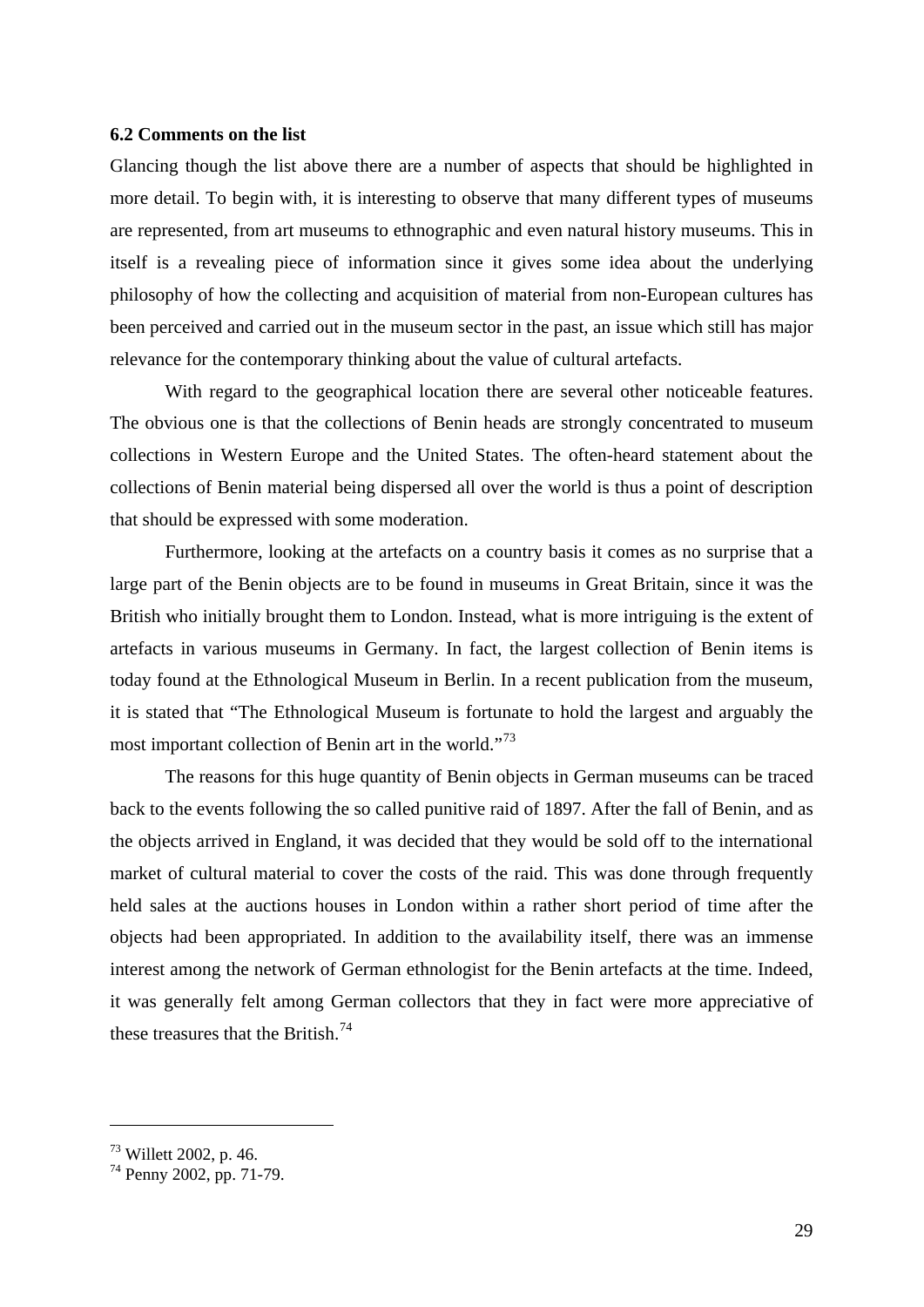**6.2 Comments on the list**

Glancing though the list above there are a number of aspects that should be highlighted in more detail. To begin with, it is interesting to observe that many different types of museums are represented, from art museums to ethnographic and even natural history museums. This in itself is a revealing piece of information since it gives some idea about the underlying philosophy of how the collecting and acquisition of material from non-European cultures has been perceived and carried out in the museum sector in the past, an issue which still has major relevance for the contemporary thinking about the value of cultural artefacts.

With regard to the geographical location there are several other noticeable features. The obvious one is that the collections of Benin heads are strongly concentrated to museum collections in Western Europe and the United States. The often-heard statement about the collections of Benin material being dispersed all over the world is thus a point of description that should be expressed with some moderation.

Furthermore, looking at the artefacts on a country basis it comes as no surprise that a large part of the Benin objects are to be found in museums in Great Britain, since it was the British who initially brought them to London. Instead, what is more intriguing is the extent of artefacts in various museums in Germany. In fact, the largest collection of Benin items is today found at the Ethnological Museum in Berlin. In a recent publication from the museum, it is stated that "The Ethnological Museum is fortunate to hold the largest and arguably the most important collection of Benin art in the world."[73]

The reasons for this huge quantity of Benin objects in German museums can be traced back to the events following the so called punitive raid of 1897. After the fall of Benin, and as the objects arrived in England, it was decided that they would be sold off to the international market of cultural material to cover the costs of the raid. This was done through frequently held sales at the auctions houses in London within a rather short period of time after the objects had been appropriated. In addition to the availability itself, there was an immense interest among the network of German ethnologist for the Benin artefacts at the time. Indeed, it was generally felt among German collectors that they in fact were more appreciative of these treasures that the British.[74]

---

[73] Willett 2002, p. 46.

[74] Penny 2002, pp. 71-79.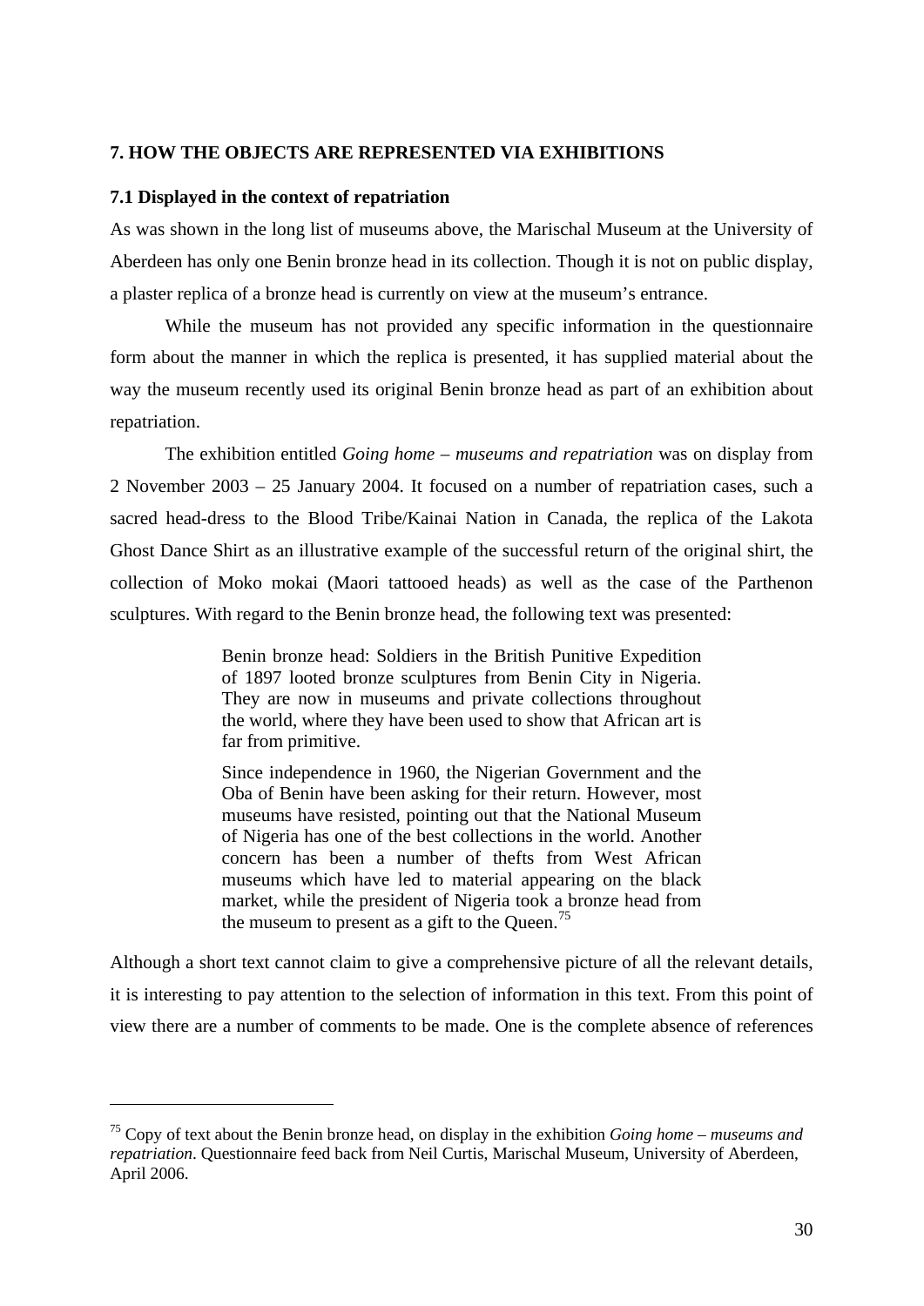## 7. HOW THE OBJECTS ARE REPRESENTED VIA EXHIBITIONS

### 7.1 Displayed in the context of repatriation

As was shown in the long list of museums above, the Marischal Museum at the University of Aberdeen has only one Benin bronze head in its collection. Though it is not on public display, a plaster replica of a bronze head is currently on view at the museum's entrance.

While the museum has not provided any specific information in the questionnaire form about the manner in which the replica is presented, it has supplied material about the way the museum recently used its original Benin bronze head as part of an exhibition about repatriation.

The exhibition entitled *Going home – museums and repatriation* was on display from 2 November 2003 – 25 January 2004. It focused on a number of repatriation cases, such a sacred head-dress to the Blood Tribe/Kainai Nation in Canada, the replica of the Lakota Ghost Dance Shirt as an illustrative example of the successful return of the original shirt, the collection of Moko mokai (Maori tattooed heads) as well as the case of the Parthenon sculptures. With regard to the Benin bronze head, the following text was presented:

> Benin bronze head: Soldiers in the British Punitive Expedition of 1897 looted bronze sculptures from Benin City in Nigeria. They are now in museums and private collections throughout the world, where they have been used to show that African art is far from primitive.
>
> Since independence in 1960, the Nigerian Government and the Oba of Benin have been asking for their return. However, most museums have resisted, pointing out that the National Museum of Nigeria has one of the best collections in the world. Another concern has been a number of thefts from West African museums which have led to material appearing on the black market, while the president of Nigeria took a bronze head from the museum to present as a gift to the Queen.[75]

Although a short text cannot claim to give a comprehensive picture of all the relevant details, it is interesting to pay attention to the selection of information in this text. From this point of view there are a number of comments to be made. One is the complete absence of references

---

[75] Copy of text about the Benin bronze head, on display in the exhibition *Going home – museums and repatriation*. Questionnaire feed back from Neil Curtis, Marischal Museum, University of Aberdeen, April 2006.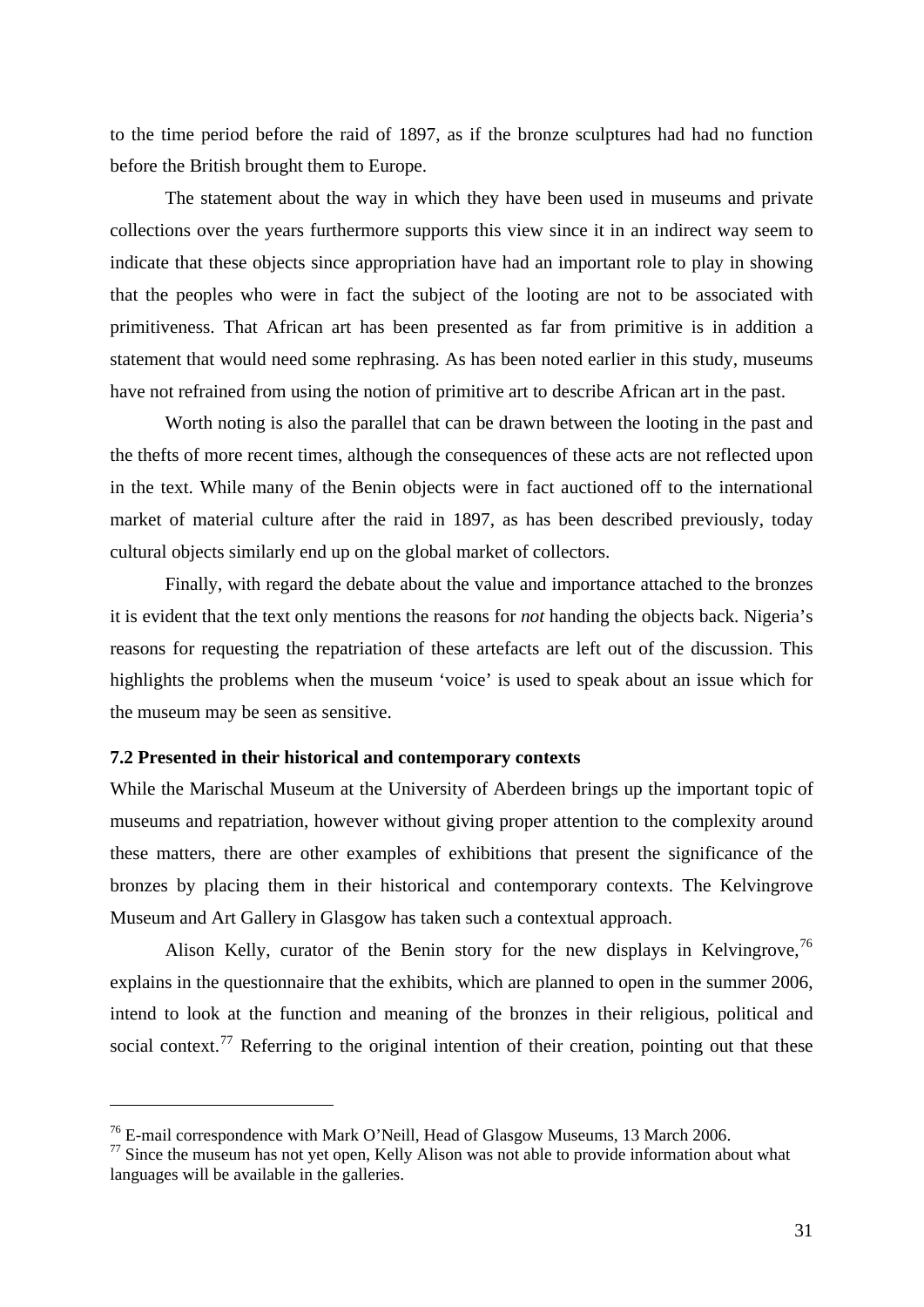to the time period before the raid of 1897, as if the bronze sculptures had had no function before the British brought them to Europe.

The statement about the way in which they have been used in museums and private collections over the years furthermore supports this view since it in an indirect way seem to indicate that these objects since appropriation have had an important role to play in showing that the peoples who were in fact the subject of the looting are not to be associated with primitiveness. That African art has been presented as far from primitive is in addition a statement that would need some rephrasing. As has been noted earlier in this study, museums have not refrained from using the notion of primitive art to describe African art in the past.

Worth noting is also the parallel that can be drawn between the looting in the past and the thefts of more recent times, although the consequences of these acts are not reflected upon in the text. While many of the Benin objects were in fact auctioned off to the international market of material culture after the raid in 1897, as has been described previously, today cultural objects similarly end up on the global market of collectors.

Finally, with regard the debate about the value and importance attached to the bronzes it is evident that the text only mentions the reasons for *not* handing the objects back. Nigeria's reasons for requesting the repatriation of these artefacts are left out of the discussion. This highlights the problems when the museum 'voice' is used to speak about an issue which for the museum may be seen as sensitive.

### 7.2 Presented in their historical and contemporary contexts

While the Marischal Museum at the University of Aberdeen brings up the important topic of museums and repatriation, however without giving proper attention to the complexity around these matters, there are other examples of exhibitions that present the significance of the bronzes by placing them in their historical and contemporary contexts. The Kelvingrove Museum and Art Gallery in Glasgow has taken such a contextual approach.

Alison Kelly, curator of the Benin story for the new displays in Kelvingrove,[76] explains in the questionnaire that the exhibits, which are planned to open in the summer 2006, intend to look at the function and meaning of the bronzes in their religious, political and social context.[77] Referring to the original intention of their creation, pointing out that these

---

[76] E-mail correspondence with Mark O'Neill, Head of Glasgow Museums, 13 March 2006.

[77] Since the museum has not yet open, Kelly Alison was not able to provide information about what languages will be available in the galleries.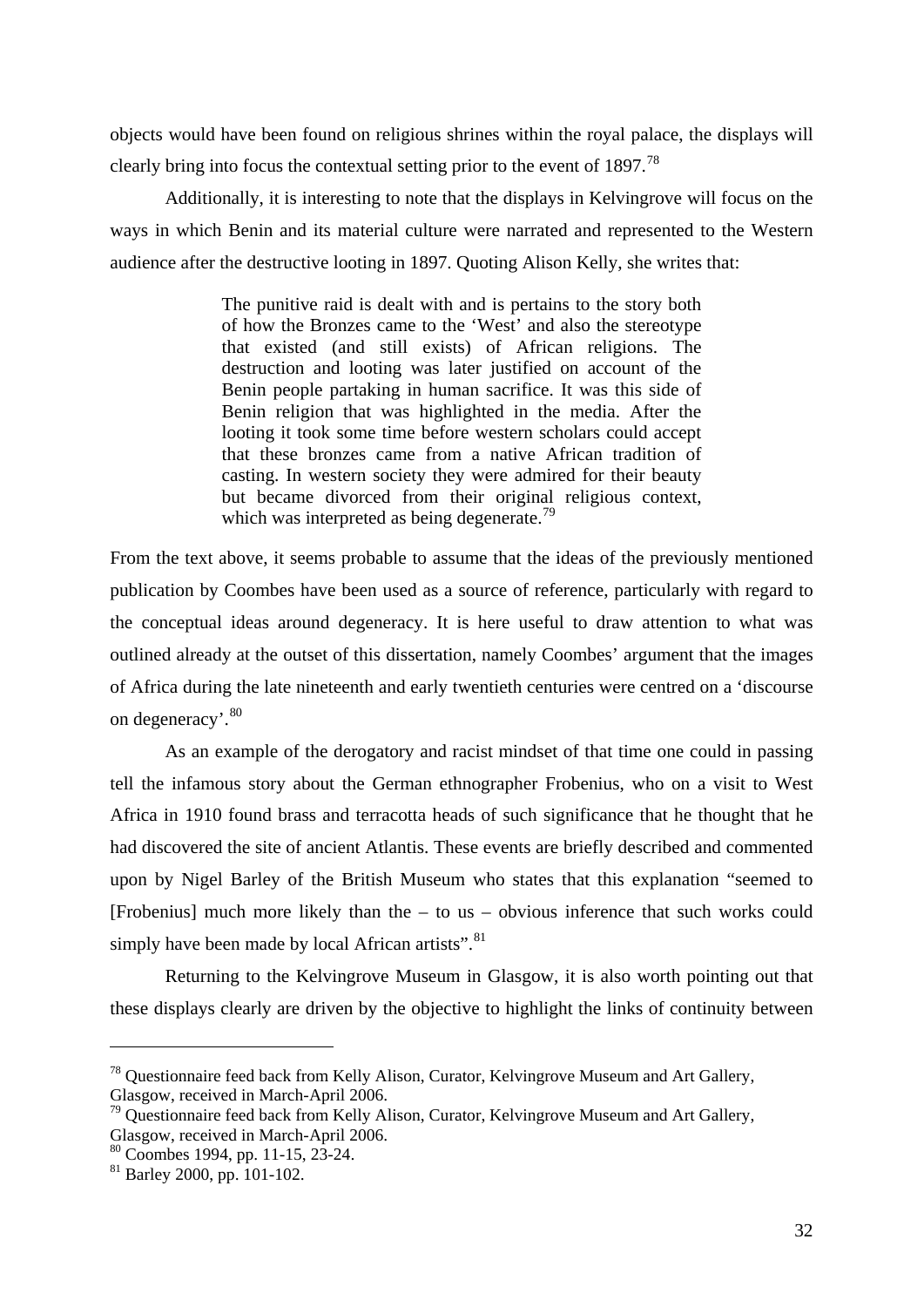objects would have been found on religious shrines within the royal palace, the displays will clearly bring into focus the contextual setting prior to the event of 1897.[78]

Additionally, it is interesting to note that the displays in Kelvingrove will focus on the ways in which Benin and its material culture were narrated and represented to the Western audience after the destructive looting in 1897. Quoting Alison Kelly, she writes that:

> The punitive raid is dealt with and is pertains to the story both of how the Bronzes came to the 'West' and also the stereotype that existed (and still exists) of African religions. The destruction and looting was later justified on account of the Benin people partaking in human sacrifice. It was this side of Benin religion that was highlighted in the media. After the looting it took some time before western scholars could accept that these bronzes came from a native African tradition of casting. In western society they were admired for their beauty but became divorced from their original religious context, which was interpreted as being degenerate.[79]

From the text above, it seems probable to assume that the ideas of the previously mentioned publication by Coombes have been used as a source of reference, particularly with regard to the conceptual ideas around degeneracy. It is here useful to draw attention to what was outlined already at the outset of this dissertation, namely Coombes' argument that the images of Africa during the late nineteenth and early twentieth centuries were centred on a 'discourse on degeneracy'.[80]

As an example of the derogatory and racist mindset of that time one could in passing tell the infamous story about the German ethnographer Frobenius, who on a visit to West Africa in 1910 found brass and terracotta heads of such significance that he thought that he had discovered the site of ancient Atlantis. These events are briefly described and commented upon by Nigel Barley of the British Museum who states that this explanation "seemed to [Frobenius] much more likely than the – to us – obvious inference that such works could simply have been made by local African artists".[81]

Returning to the Kelvingrove Museum in Glasgow, it is also worth pointing out that these displays clearly are driven by the objective to highlight the links of continuity between

---

[78] Questionnaire feed back from Kelly Alison, Curator, Kelvingrove Museum and Art Gallery, Glasgow, received in March-April 2006.

[79] Questionnaire feed back from Kelly Alison, Curator, Kelvingrove Museum and Art Gallery, Glasgow, received in March-April 2006.

[80] Coombes 1994, pp. 11-15, 23-24.

[81] Barley 2000, pp. 101-102.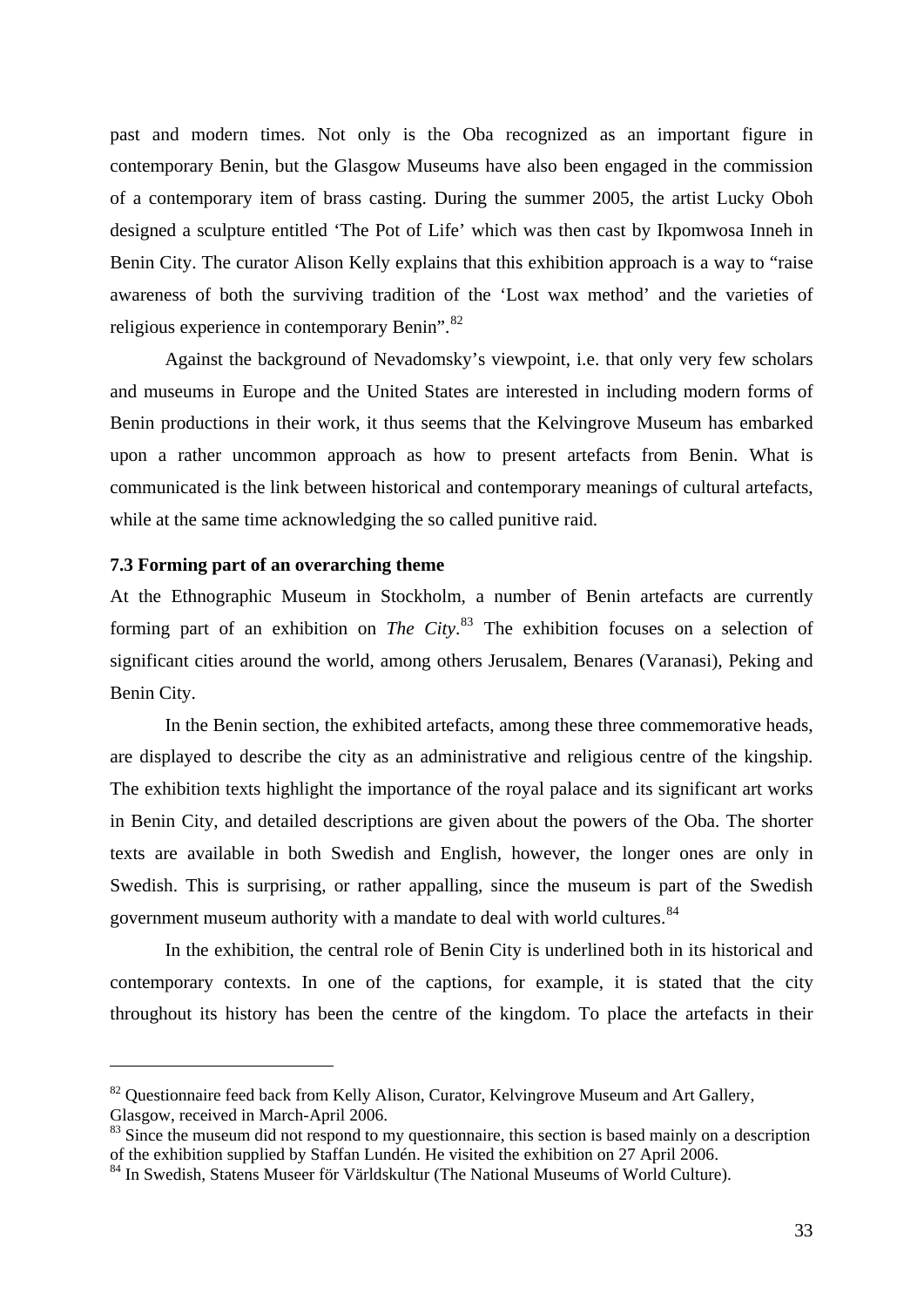past and modern times. Not only is the Oba recognized as an important figure in contemporary Benin, but the Glasgow Museums have also been engaged in the commission of a contemporary item of brass casting. During the summer 2005, the artist Lucky Oboh designed a sculpture entitled 'The Pot of Life' which was then cast by Ikpomwosa Inneh in Benin City. The curator Alison Kelly explains that this exhibition approach is a way to "raise awareness of both the surviving tradition of the 'Lost wax method' and the varieties of religious experience in contemporary Benin".[82]

Against the background of Nevadomsky's viewpoint, i.e. that only very few scholars and museums in Europe and the United States are interested in including modern forms of Benin productions in their work, it thus seems that the Kelvingrove Museum has embarked upon a rather uncommon approach as how to present artefacts from Benin. What is communicated is the link between historical and contemporary meanings of cultural artefacts, while at the same time acknowledging the so called punitive raid.

### 7.3 Forming part of an overarching theme

At the Ethnographic Museum in Stockholm, a number of Benin artefacts are currently forming part of an exhibition on *The City*.[83] The exhibition focuses on a selection of significant cities around the world, among others Jerusalem, Benares (Varanasi), Peking and Benin City.

In the Benin section, the exhibited artefacts, among these three commemorative heads, are displayed to describe the city as an administrative and religious centre of the kingship. The exhibition texts highlight the importance of the royal palace and its significant art works in Benin City, and detailed descriptions are given about the powers of the Oba. The shorter texts are available in both Swedish and English, however, the longer ones are only in Swedish. This is surprising, or rather appalling, since the museum is part of the Swedish government museum authority with a mandate to deal with world cultures.[84]

In the exhibition, the central role of Benin City is underlined both in its historical and contemporary contexts. In one of the captions, for example, it is stated that the city throughout its history has been the centre of the kingdom. To place the artefacts in their

---

[82] Questionnaire feed back from Kelly Alison, Curator, Kelvingrove Museum and Art Gallery, Glasgow, received in March-April 2006.

[83] Since the museum did not respond to my questionnaire, this section is based mainly on a description of the exhibition supplied by Staffan Lundén. He visited the exhibition on 27 April 2006.

[84] In Swedish, Statens Museer för Världskultur (The National Museums of World Culture).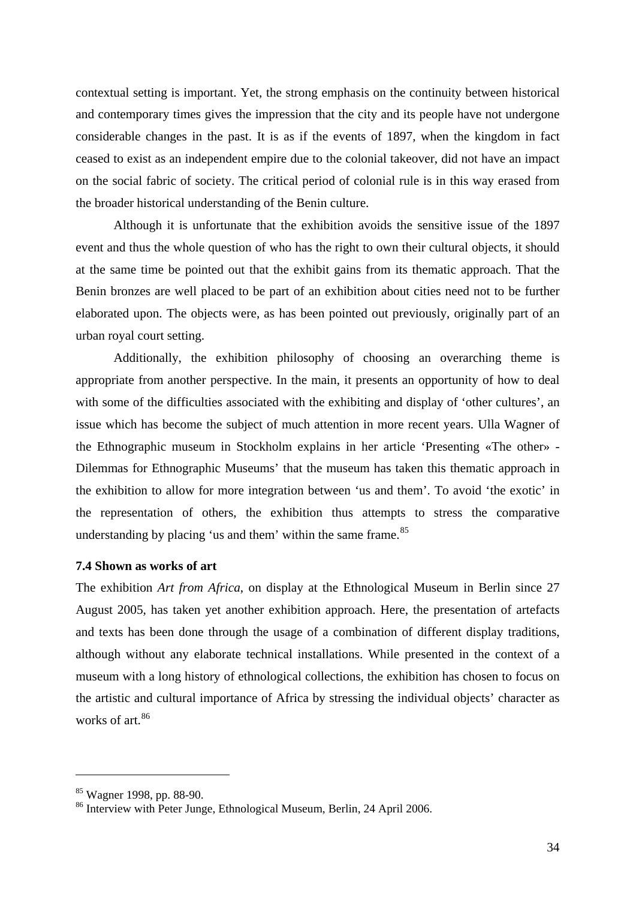contextual setting is important. Yet, the strong emphasis on the continuity between historical and contemporary times gives the impression that the city and its people have not undergone considerable changes in the past. It is as if the events of 1897, when the kingdom in fact ceased to exist as an independent empire due to the colonial takeover, did not have an impact on the social fabric of society. The critical period of colonial rule is in this way erased from the broader historical understanding of the Benin culture.

Although it is unfortunate that the exhibition avoids the sensitive issue of the 1897 event and thus the whole question of who has the right to own their cultural objects, it should at the same time be pointed out that the exhibit gains from its thematic approach. That the Benin bronzes are well placed to be part of an exhibition about cities need not to be further elaborated upon. The objects were, as has been pointed out previously, originally part of an urban royal court setting.

Additionally, the exhibition philosophy of choosing an overarching theme is appropriate from another perspective. In the main, it presents an opportunity of how to deal with some of the difficulties associated with the exhibiting and display of 'other cultures', an issue which has become the subject of much attention in more recent years. Ulla Wagner of the Ethnographic museum in Stockholm explains in her article 'Presenting «The other» - Dilemmas for Ethnographic Museums' that the museum has taken this thematic approach in the exhibition to allow for more integration between 'us and them'. To avoid 'the exotic' in the representation of others, the exhibition thus attempts to stress the comparative understanding by placing 'us and them' within the same frame.[85]

### 7.4 Shown as works of art

The exhibition *Art from Africa*, on display at the Ethnological Museum in Berlin since 27 August 2005, has taken yet another exhibition approach. Here, the presentation of artefacts and texts has been done through the usage of a combination of different display traditions, although without any elaborate technical installations. While presented in the context of a museum with a long history of ethnological collections, the exhibition has chosen to focus on the artistic and cultural importance of Africa by stressing the individual objects' character as works of art.[86]

---

[85] Wagner 1998, pp. 88-90.

[86] Interview with Peter Junge, Ethnological Museum, Berlin, 24 April 2006.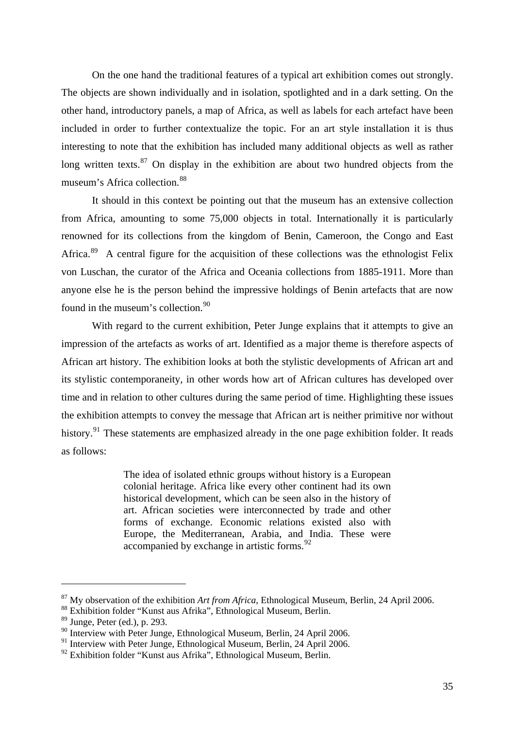On the one hand the traditional features of a typical art exhibition comes out strongly. The objects are shown individually and in isolation, spotlighted and in a dark setting. On the other hand, introductory panels, a map of Africa, as well as labels for each artefact have been included in order to further contextualize the topic. For an art style installation it is thus interesting to note that the exhibition has included many additional objects as well as rather long written texts.[87] On display in the exhibition are about two hundred objects from the museum's Africa collection.[88]

It should in this context be pointing out that the museum has an extensive collection from Africa, amounting to some 75,000 objects in total. Internationally it is particularly renowned for its collections from the kingdom of Benin, Cameroon, the Congo and East Africa.[89] A central figure for the acquisition of these collections was the ethnologist Felix von Luschan, the curator of the Africa and Oceania collections from 1885-1911. More than anyone else he is the person behind the impressive holdings of Benin artefacts that are now found in the museum's collection.[90]

With regard to the current exhibition, Peter Junge explains that it attempts to give an impression of the artefacts as works of art. Identified as a major theme is therefore aspects of African art history. The exhibition looks at both the stylistic developments of African art and its stylistic contemporaneity, in other words how art of African cultures has developed over time and in relation to other cultures during the same period of time. Highlighting these issues the exhibition attempts to convey the message that African art is neither primitive nor without history.[91] These statements are emphasized already in the one page exhibition folder. It reads as follows:

> The idea of isolated ethnic groups without history is a European colonial heritage. Africa like every other continent had its own historical development, which can be seen also in the history of art. African societies were interconnected by trade and other forms of exchange. Economic relations existed also with Europe, the Mediterranean, Arabia, and India. These were accompanied by exchange in artistic forms.[92]

---

[87] My observation of the exhibition *Art from Africa*, Ethnological Museum, Berlin, 24 April 2006.

[88] Exhibition folder "Kunst aus Afrika", Ethnological Museum, Berlin.

[89] Junge, Peter (ed.), p. 293.

[90] Interview with Peter Junge, Ethnological Museum, Berlin, 24 April 2006.

[91] Interview with Peter Junge, Ethnological Museum, Berlin, 24 April 2006.

[92] Exhibition folder "Kunst aus Afrika", Ethnological Museum, Berlin.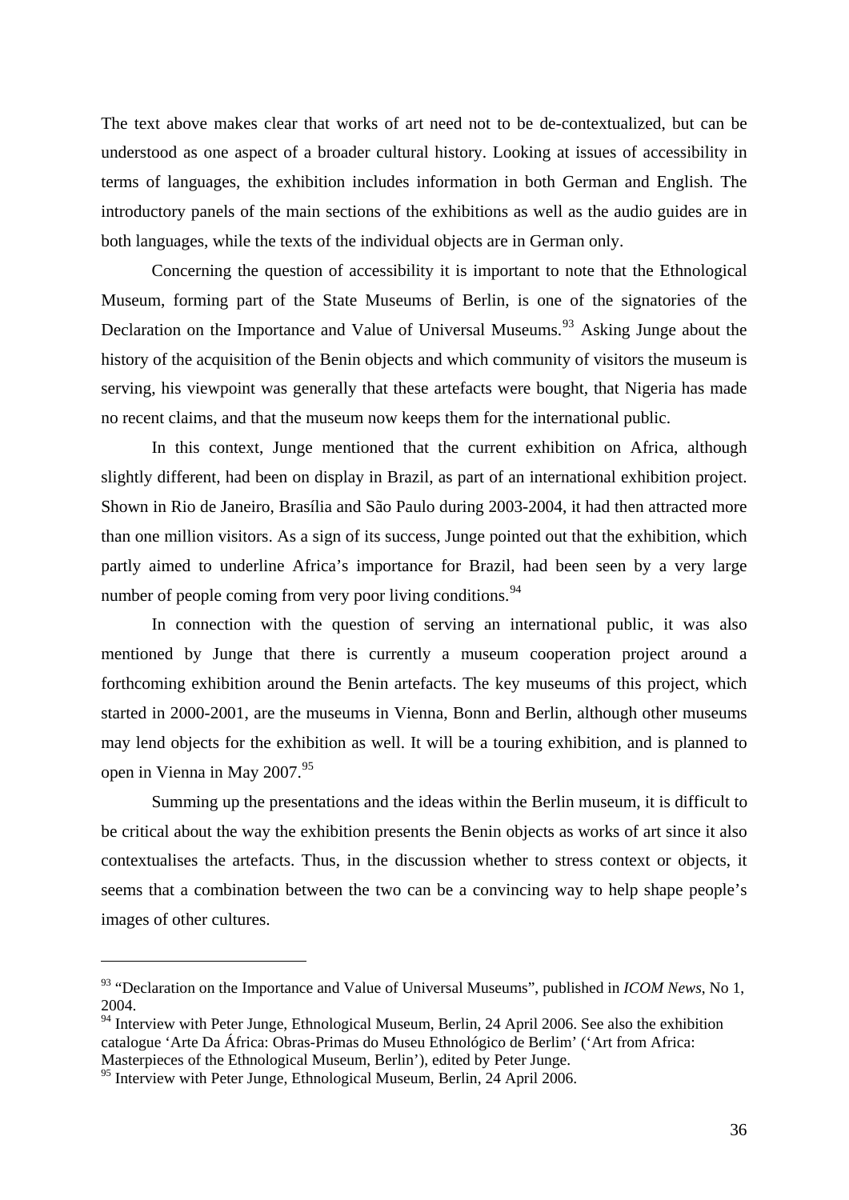The text above makes clear that works of art need not to be de-contextualized, but can be understood as one aspect of a broader cultural history. Looking at issues of accessibility in terms of languages, the exhibition includes information in both German and English. The introductory panels of the main sections of the exhibitions as well as the audio guides are in both languages, while the texts of the individual objects are in German only.

Concerning the question of accessibility it is important to note that the Ethnological Museum, forming part of the State Museums of Berlin, is one of the signatories of the Declaration on the Importance and Value of Universal Museums.[93] Asking Junge about the history of the acquisition of the Benin objects and which community of visitors the museum is serving, his viewpoint was generally that these artefacts were bought, that Nigeria has made no recent claims, and that the museum now keeps them for the international public.

In this context, Junge mentioned that the current exhibition on Africa, although slightly different, had been on display in Brazil, as part of an international exhibition project. Shown in Rio de Janeiro, Brasília and São Paulo during 2003-2004, it had then attracted more than one million visitors. As a sign of its success, Junge pointed out that the exhibition, which partly aimed to underline Africa's importance for Brazil, had been seen by a very large number of people coming from very poor living conditions.[94]

In connection with the question of serving an international public, it was also mentioned by Junge that there is currently a museum cooperation project around a forthcoming exhibition around the Benin artefacts. The key museums of this project, which started in 2000-2001, are the museums in Vienna, Bonn and Berlin, although other museums may lend objects for the exhibition as well. It will be a touring exhibition, and is planned to open in Vienna in May 2007.[95]

Summing up the presentations and the ideas within the Berlin museum, it is difficult to be critical about the way the exhibition presents the Benin objects as works of art since it also contextualises the artefacts. Thus, in the discussion whether to stress context or objects, it seems that a combination between the two can be a convincing way to help shape people's images of other cultures.

---

[93] "Declaration on the Importance and Value of Universal Museums", published in *ICOM News*, No 1, 2004.

[94] Interview with Peter Junge, Ethnological Museum, Berlin, 24 April 2006. See also the exhibition catalogue 'Arte Da África: Obras-Primas do Museu Ethnológico de Berlim' ('Art from Africa: Masterpieces of the Ethnological Museum, Berlin'), edited by Peter Junge.

[95] Interview with Peter Junge, Ethnological Museum, Berlin, 24 April 2006.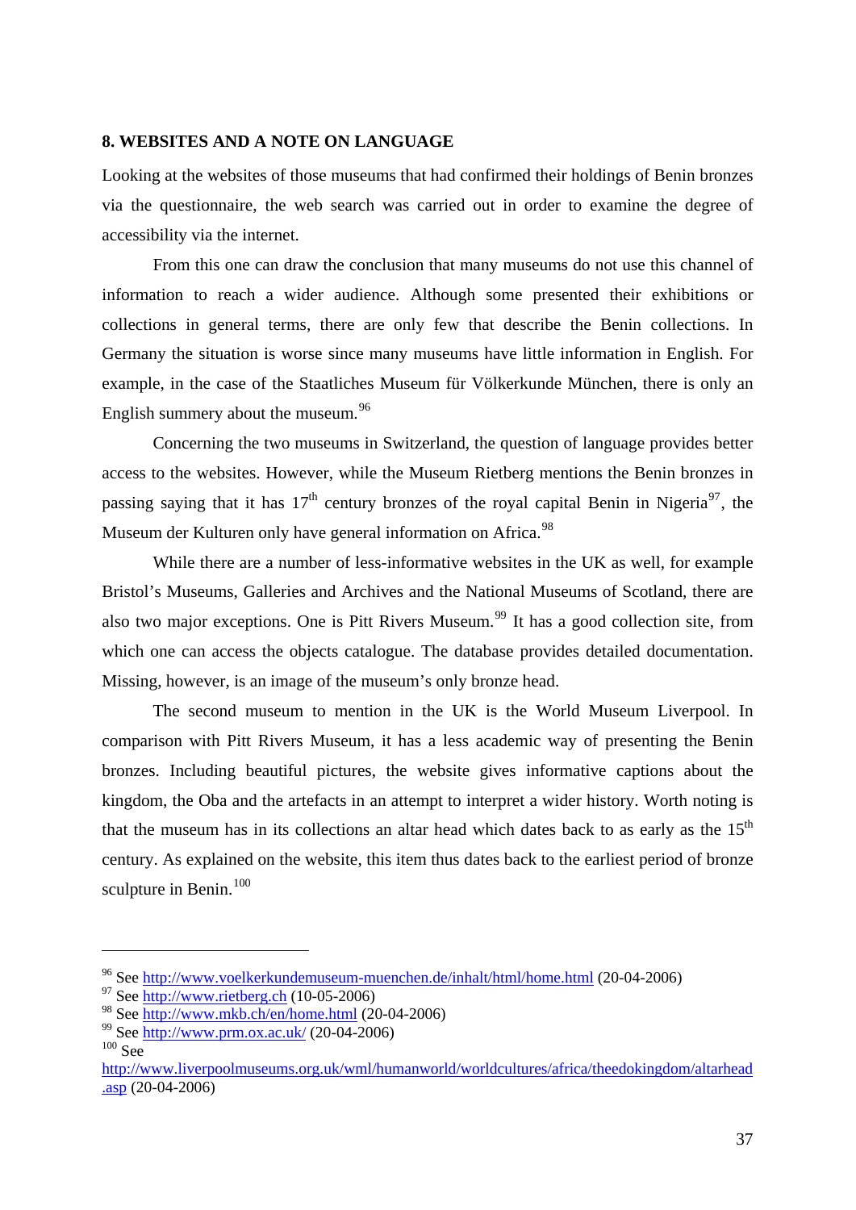## 8. WEBSITES AND A NOTE ON LANGUAGE

Looking at the websites of those museums that had confirmed their holdings of Benin bronzes via the questionnaire, the web search was carried out in order to examine the degree of accessibility via the internet.

From this one can draw the conclusion that many museums do not use this channel of information to reach a wider audience. Although some presented their exhibitions or collections in general terms, there are only few that describe the Benin collections. In Germany the situation is worse since many museums have little information in English. For example, in the case of the Staatliches Museum für Völkerkunde München, there is only an English summery about the museum.[96]

Concerning the two museums in Switzerland, the question of language provides better access to the websites. However, while the Museum Rietberg mentions the Benin bronzes in passing saying that it has 17th century bronzes of the royal capital Benin in Nigeria[97], the Museum der Kulturen only have general information on Africa.[98]

While there are a number of less-informative websites in the UK as well, for example Bristol's Museums, Galleries and Archives and the National Museums of Scotland, there are also two major exceptions. One is Pitt Rivers Museum.[99] It has a good collection site, from which one can access the objects catalogue. The database provides detailed documentation. Missing, however, is an image of the museum's only bronze head.

The second museum to mention in the UK is the World Museum Liverpool. In comparison with Pitt Rivers Museum, it has a less academic way of presenting the Benin bronzes. Including beautiful pictures, the website gives informative captions about the kingdom, the Oba and the artefacts in an attempt to interpret a wider history. Worth noting is that the museum has in its collections an altar head which dates back to as early as the 15th century. As explained on the website, this item thus dates back to the earliest period of bronze sculpture in Benin.[100]

---

[96] See http://www.voelkerkundemuseum-muenchen.de/inhalt/html/home.html (20-04-2006)

[97] See http://www.rietberg.ch (10-05-2006)

[98] See http://www.mkb.ch/en/home.html (20-04-2006)

[99] See http://www.prm.ox.ac.uk/ (20-04-2006)

[100] See http://www.liverpoolmuseums.org.uk/wml/humanworld/worldcultures/africa/theedokingdom/altarhead.asp (20-04-2006)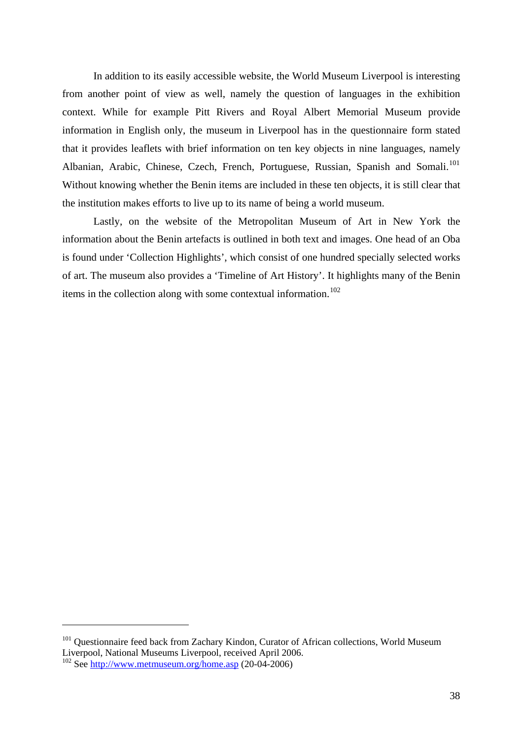In addition to its easily accessible website, the World Museum Liverpool is interesting from another point of view as well, namely the question of languages in the exhibition context. While for example Pitt Rivers and Royal Albert Memorial Museum provide information in English only, the museum in Liverpool has in the questionnaire form stated that it provides leaflets with brief information on ten key objects in nine languages, namely Albanian, Arabic, Chinese, Czech, French, Portuguese, Russian, Spanish and Somali.[101] Without knowing whether the Benin items are included in these ten objects, it is still clear that the institution makes efforts to live up to its name of being a world museum.

Lastly, on the website of the Metropolitan Museum of Art in New York the information about the Benin artefacts is outlined in both text and images. One head of an Oba is found under 'Collection Highlights', which consist of one hundred specially selected works of art. The museum also provides a 'Timeline of Art History'. It highlights many of the Benin items in the collection along with some contextual information.[102]

---

[101] Questionnaire feed back from Zachary Kindon, Curator of African collections, World Museum Liverpool, National Museums Liverpool, received April 2006.

[102] See http://www.metmuseum.org/home.asp (20-04-2006)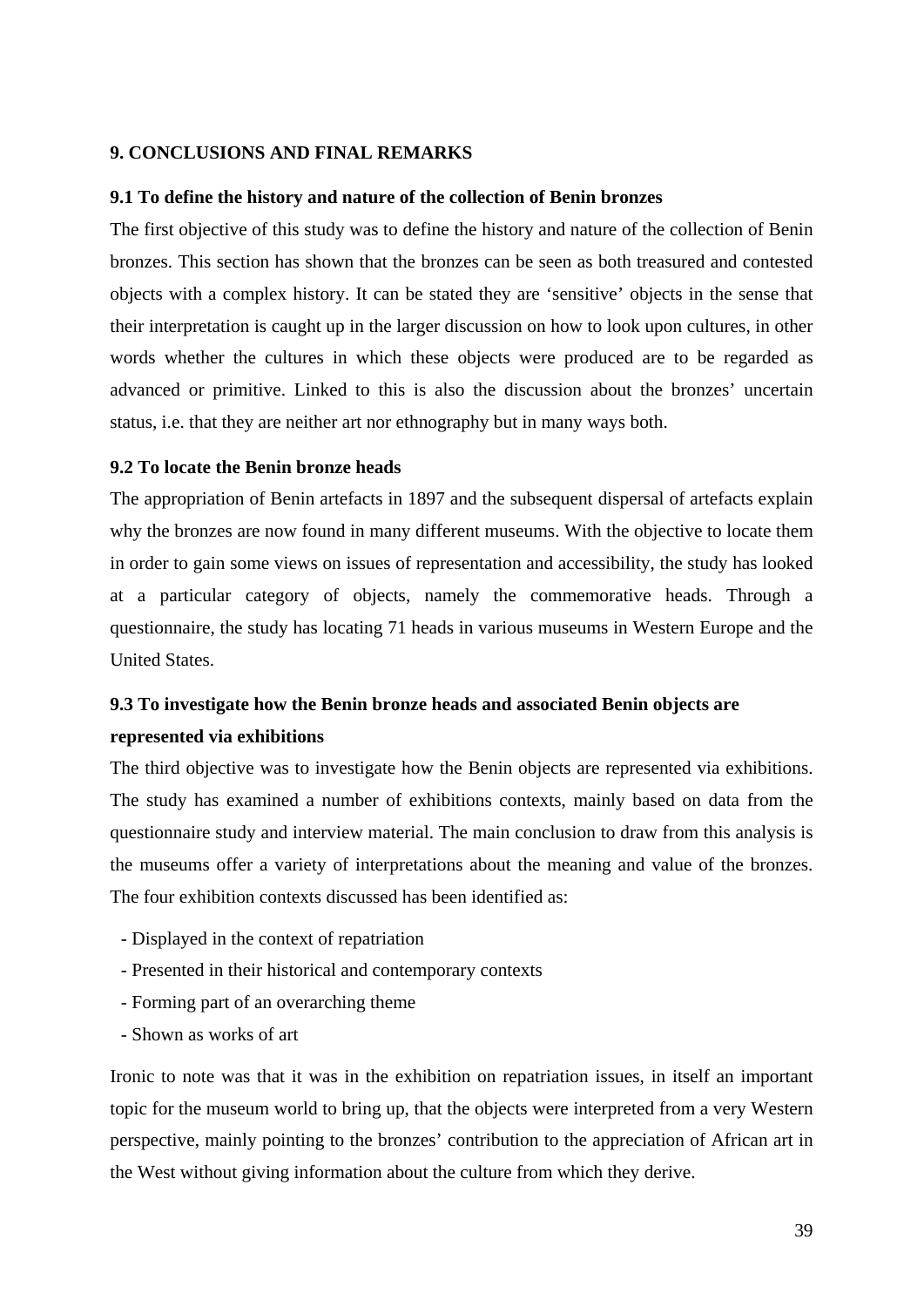## 9. CONCLUSIONS AND FINAL REMARKS

### 9.1 To define the history and nature of the collection of Benin bronzes

The first objective of this study was to define the history and nature of the collection of Benin bronzes. This section has shown that the bronzes can be seen as both treasured and contested objects with a complex history. It can be stated they are 'sensitive' objects in the sense that their interpretation is caught up in the larger discussion on how to look upon cultures, in other words whether the cultures in which these objects were produced are to be regarded as advanced or primitive. Linked to this is also the discussion about the bronzes' uncertain status, i.e. that they are neither art nor ethnography but in many ways both.

### 9.2 To locate the Benin bronze heads

The appropriation of Benin artefacts in 1897 and the subsequent dispersal of artefacts explain why the bronzes are now found in many different museums. With the objective to locate them in order to gain some views on issues of representation and accessibility, the study has looked at a particular category of objects, namely the commemorative heads. Through a questionnaire, the study has locating 71 heads in various museums in Western Europe and the United States.

### 9.3 To investigate how the Benin bronze heads and associated Benin objects are represented via exhibitions

The third objective was to investigate how the Benin objects are represented via exhibitions. The study has examined a number of exhibitions contexts, mainly based on data from the questionnaire study and interview material. The main conclusion to draw from this analysis is the museums offer a variety of interpretations about the meaning and value of the bronzes. The four exhibition contexts discussed has been identified as:

- Displayed in the context of repatriation
- Presented in their historical and contemporary contexts
- Forming part of an overarching theme
- Shown as works of art

Ironic to note was that it was in the exhibition on repatriation issues, in itself an important topic for the museum world to bring up, that the objects were interpreted from a very Western perspective, mainly pointing to the bronzes' contribution to the appreciation of African art in the West without giving information about the culture from which they derive.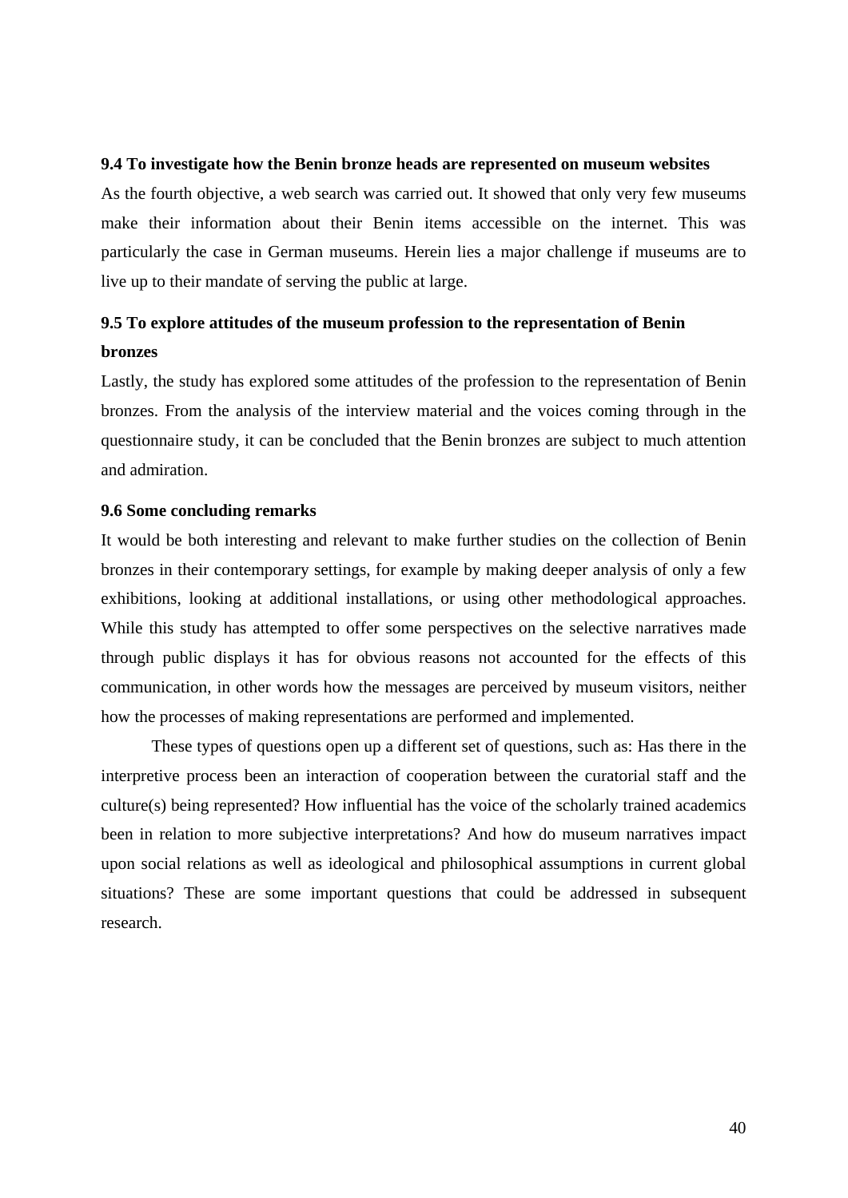### 9.4 To investigate how the Benin bronze heads are represented on museum websites

As the fourth objective, a web search was carried out. It showed that only very few museums make their information about their Benin items accessible on the internet. This was particularly the case in German museums. Herein lies a major challenge if museums are to live up to their mandate of serving the public at large.

### 9.5 To explore attitudes of the museum profession to the representation of Benin bronzes

Lastly, the study has explored some attitudes of the profession to the representation of Benin bronzes. From the analysis of the interview material and the voices coming through in the questionnaire study, it can be concluded that the Benin bronzes are subject to much attention and admiration.

### 9.6 Some concluding remarks

It would be both interesting and relevant to make further studies on the collection of Benin bronzes in their contemporary settings, for example by making deeper analysis of only a few exhibitions, looking at additional installations, or using other methodological approaches. While this study has attempted to offer some perspectives on the selective narratives made through public displays it has for obvious reasons not accounted for the effects of this communication, in other words how the messages are perceived by museum visitors, neither how the processes of making representations are performed and implemented.

These types of questions open up a different set of questions, such as: Has there in the interpretive process been an interaction of cooperation between the curatorial staff and the culture(s) being represented? How influential has the voice of the scholarly trained academics been in relation to more subjective interpretations? And how do museum narratives impact upon social relations as well as ideological and philosophical assumptions in current global situations? These are some important questions that could be addressed in subsequent research.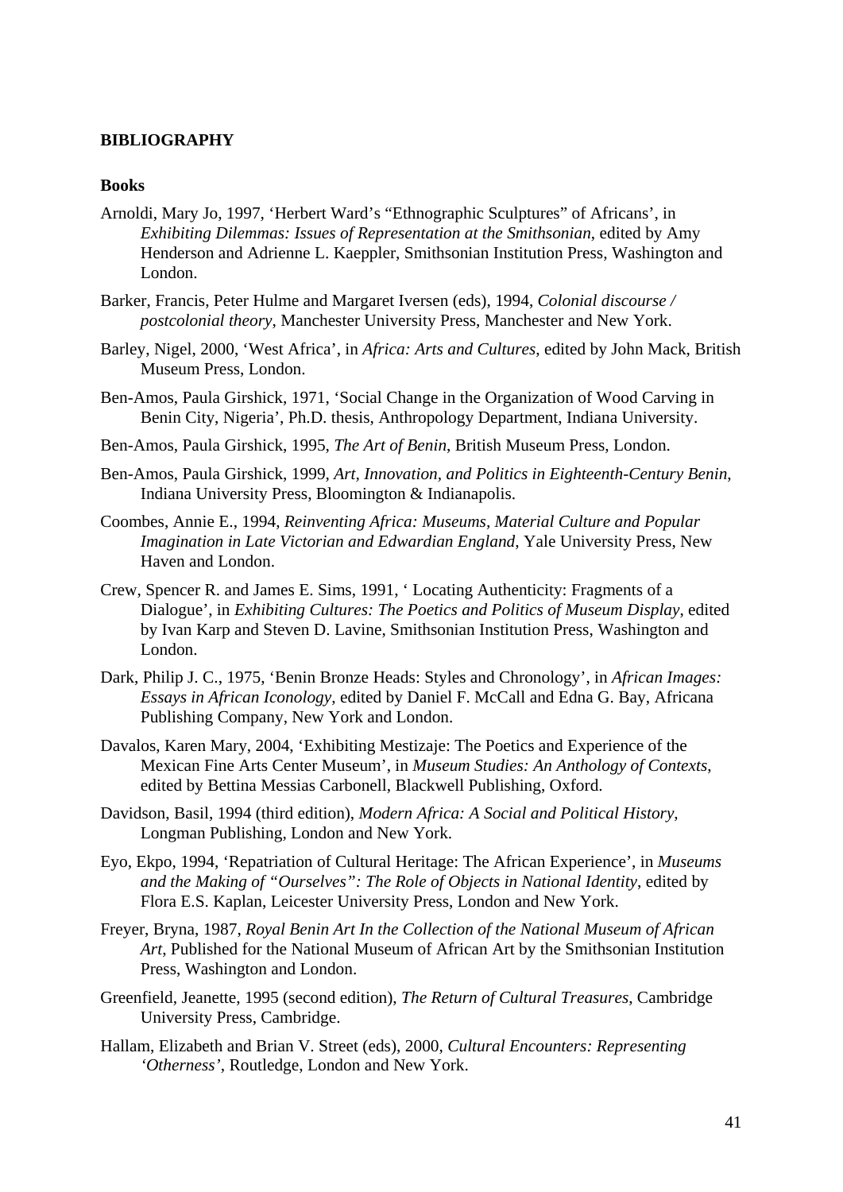## BIBLIOGRAPHY

### Books

Arnoldi, Mary Jo, 1997, 'Herbert Ward's "Ethnographic Sculptures" of Africans', in *Exhibiting Dilemmas: Issues of Representation at the Smithsonian*, edited by Amy Henderson and Adrienne L. Kaeppler, Smithsonian Institution Press, Washington and London.

Barker, Francis, Peter Hulme and Margaret Iversen (eds), 1994, *Colonial discourse / postcolonial theory*, Manchester University Press, Manchester and New York.

Barley, Nigel, 2000, 'West Africa', in *Africa: Arts and Cultures*, edited by John Mack, British Museum Press, London.

Ben-Amos, Paula Girshick, 1971, 'Social Change in the Organization of Wood Carving in Benin City, Nigeria', Ph.D. thesis, Anthropology Department, Indiana University.

Ben-Amos, Paula Girshick, 1995, *The Art of Benin*, British Museum Press, London.

Ben-Amos, Paula Girshick, 1999, *Art, Innovation, and Politics in Eighteenth-Century Benin*, Indiana University Press, Bloomington & Indianapolis.

Coombes, Annie E., 1994, *Reinventing Africa: Museums, Material Culture and Popular Imagination in Late Victorian and Edwardian England*, Yale University Press, New Haven and London.

Crew, Spencer R. and James E. Sims, 1991, ' Locating Authenticity: Fragments of a Dialogue', in *Exhibiting Cultures: The Poetics and Politics of Museum Display*, edited by Ivan Karp and Steven D. Lavine, Smithsonian Institution Press, Washington and London.

Dark, Philip J. C., 1975, 'Benin Bronze Heads: Styles and Chronology', in *African Images: Essays in African Iconology*, edited by Daniel F. McCall and Edna G. Bay, Africana Publishing Company, New York and London.

Davalos, Karen Mary, 2004, 'Exhibiting Mestizaje: The Poetics and Experience of the Mexican Fine Arts Center Museum', in *Museum Studies: An Anthology of Contexts*, edited by Bettina Messias Carbonell, Blackwell Publishing, Oxford.

Davidson, Basil, 1994 (third edition), *Modern Africa: A Social and Political History*, Longman Publishing, London and New York.

Eyo, Ekpo, 1994, 'Repatriation of Cultural Heritage: The African Experience', in *Museums and the Making of "Ourselves": The Role of Objects in National Identity*, edited by Flora E.S. Kaplan, Leicester University Press, London and New York.

Freyer, Bryna, 1987, *Royal Benin Art In the Collection of the National Museum of African Art*, Published for the National Museum of African Art by the Smithsonian Institution Press, Washington and London.

Greenfield, Jeanette, 1995 (second edition), *The Return of Cultural Treasures*, Cambridge University Press, Cambridge.

Hallam, Elizabeth and Brian V. Street (eds), 2000, *Cultural Encounters: Representing 'Otherness'*, Routledge, London and New York.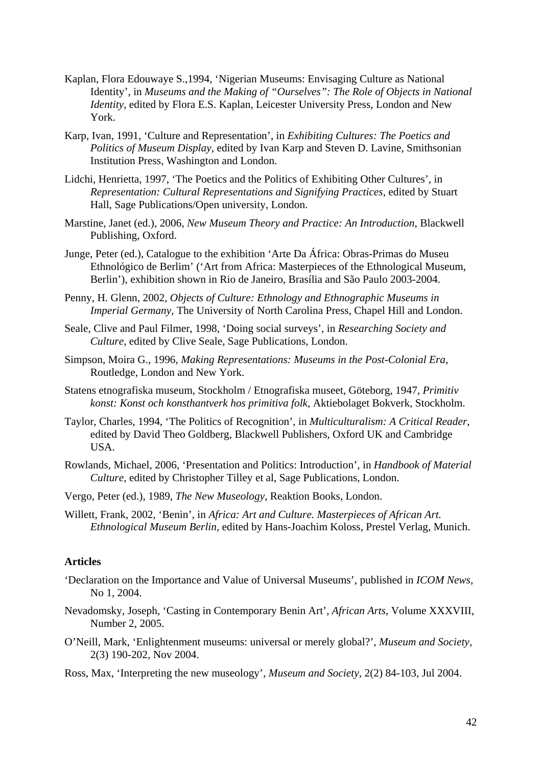Kaplan, Flora Edouwaye S.,1994, 'Nigerian Museums: Envisaging Culture as National Identity', in *Museums and the Making of "Ourselves": The Role of Objects in National Identity*, edited by Flora E.S. Kaplan, Leicester University Press, London and New York.

Karp, Ivan, 1991, 'Culture and Representation', in *Exhibiting Cultures: The Poetics and Politics of Museum Display*, edited by Ivan Karp and Steven D. Lavine, Smithsonian Institution Press, Washington and London.

Lidchi, Henrietta, 1997, 'The Poetics and the Politics of Exhibiting Other Cultures', in *Representation: Cultural Representations and Signifying Practices*, edited by Stuart Hall, Sage Publications/Open university, London.

Marstine, Janet (ed.), 2006, *New Museum Theory and Practice: An Introduction*, Blackwell Publishing, Oxford.

Junge, Peter (ed.), Catalogue to the exhibition 'Arte Da África: Obras-Primas do Museu Ethnológico de Berlim' ('Art from Africa: Masterpieces of the Ethnological Museum, Berlin'), exhibition shown in Rio de Janeiro, Brasília and São Paulo 2003-2004.

Penny, H. Glenn, 2002, *Objects of Culture: Ethnology and Ethnographic Museums in Imperial Germany*, The University of North Carolina Press, Chapel Hill and London.

Seale, Clive and Paul Filmer, 1998, 'Doing social surveys', in *Researching Society and Culture*, edited by Clive Seale, Sage Publications, London.

Simpson, Moira G., 1996, *Making Representations: Museums in the Post-Colonial Era*, Routledge, London and New York.

Statens etnografiska museum, Stockholm / Etnografiska museet, Göteborg, 1947, *Primitiv konst: Konst och konsthantverk hos primitiva folk*, Aktiebolaget Bokverk, Stockholm.

Taylor, Charles, 1994, 'The Politics of Recognition', in *Multiculturalism: A Critical Reader*, edited by David Theo Goldberg, Blackwell Publishers, Oxford UK and Cambridge USA.

Rowlands, Michael, 2006, 'Presentation and Politics: Introduction', in *Handbook of Material Culture*, edited by Christopher Tilley et al, Sage Publications, London.

Vergo, Peter (ed.), 1989, *The New Museology*, Reaktion Books, London.

Willett, Frank, 2002, 'Benin', in *Africa: Art and Culture. Masterpieces of African Art. Ethnological Museum Berlin*, edited by Hans-Joachim Koloss, Prestel Verlag, Munich.

**Articles**

'Declaration on the Importance and Value of Universal Museums', published in *ICOM News*, No 1, 2004.

Nevadomsky, Joseph, 'Casting in Contemporary Benin Art', *African Arts*, Volume XXXVIII, Number 2, 2005.

O'Neill, Mark, 'Enlightenment museums: universal or merely global?', *Museum and Society*, 2(3) 190-202, Nov 2004.

Ross, Max, 'Interpreting the new museology', *Museum and Society*, 2(2) 84-103, Jul 2004.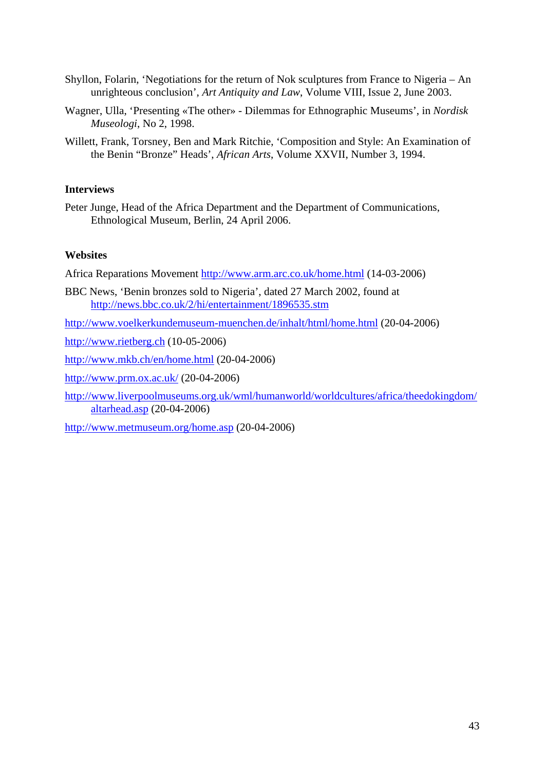Shyllon, Folarin, 'Negotiations for the return of Nok sculptures from France to Nigeria – An unrighteous conclusion', *Art Antiquity and Law*, Volume VIII, Issue 2, June 2003.

Wagner, Ulla, 'Presenting «The other» - Dilemmas for Ethnographic Museums', in *Nordisk Museologi*, No 2, 1998.

Willett, Frank, Torsney, Ben and Mark Ritchie, 'Composition and Style: An Examination of the Benin "Bronze" Heads', *African Arts*, Volume XXVII, Number 3, 1994.

**Interviews**

Peter Junge, Head of the Africa Department and the Department of Communications, Ethnological Museum, Berlin, 24 April 2006.

**Websites**

Africa Reparations Movement http://www.arm.arc.co.uk/home.html (14-03-2006)

BBC News, 'Benin bronzes sold to Nigeria', dated 27 March 2002, found at http://news.bbc.co.uk/2/hi/entertainment/1896535.stm

http://www.voelkerkundemuseum-muenchen.de/inhalt/html/home.html (20-04-2006)

http://www.rietberg.ch (10-05-2006)

http://www.mkb.ch/en/home.html (20-04-2006)

http://www.prm.ox.ac.uk/ (20-04-2006)

http://www.liverpoolmuseums.org.uk/wml/humanworld/worldcultures/africa/theedokingdom/altarhead.asp (20-04-2006)

http://www.metmuseum.org/home.asp (20-04-2006)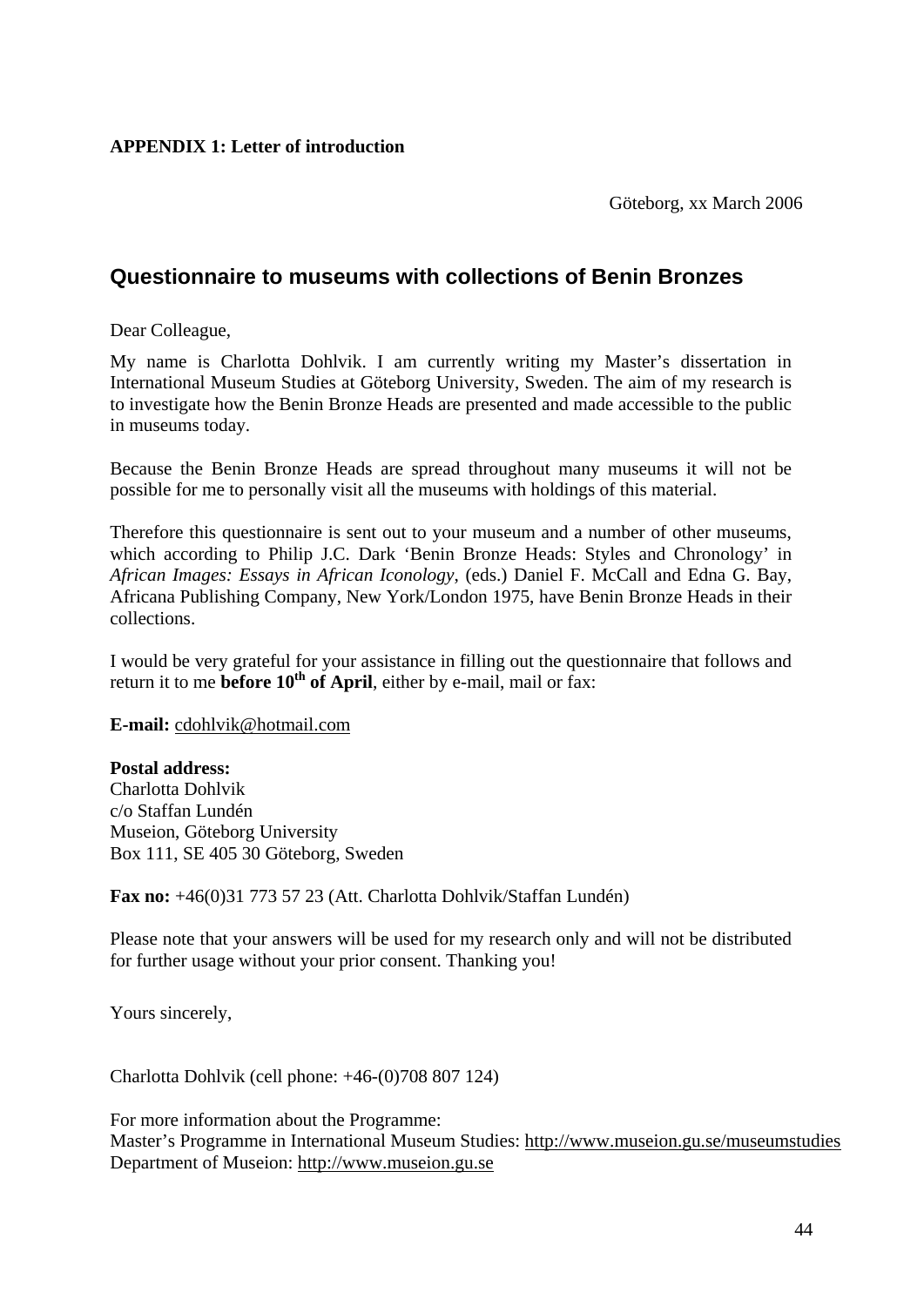**APPENDIX 1: Letter of introduction**

Göteborg, xx March 2006

## Questionnaire to museums with collections of Benin Bronzes

Dear Colleague,

My name is Charlotta Dohlvik. I am currently writing my Master's dissertation in International Museum Studies at Göteborg University, Sweden. The aim of my research is to investigate how the Benin Bronze Heads are presented and made accessible to the public in museums today.

Because the Benin Bronze Heads are spread throughout many museums it will not be possible for me to personally visit all the museums with holdings of this material.

Therefore this questionnaire is sent out to your museum and a number of other museums, which according to Philip J.C. Dark 'Benin Bronze Heads: Styles and Chronology' in *African Images: Essays in African Iconology*, (eds.) Daniel F. McCall and Edna G. Bay, Africana Publishing Company, New York/London 1975, have Benin Bronze Heads in their collections.

I would be very grateful for your assistance in filling out the questionnaire that follows and return it to me **before 10th of April**, either by e-mail, mail or fax:

**E-mail:** cdohlvik@hotmail.com

**Postal address:**
Charlotta Dohlvik
c/o Staffan Lundén
Museion, Göteborg University
Box 111, SE 405 30 Göteborg, Sweden

**Fax no:** +46(0)31 773 57 23 (Att. Charlotta Dohlvik/Staffan Lundén)

Please note that your answers will be used for my research only and will not be distributed for further usage without your prior consent. Thanking you!

Yours sincerely,

Charlotta Dohlvik (cell phone: +46-(0)708 807 124)

For more information about the Programme:
Master's Programme in International Museum Studies: http://www.museion.gu.se/museumstudies
Department of Museion: http://www.museion.gu.se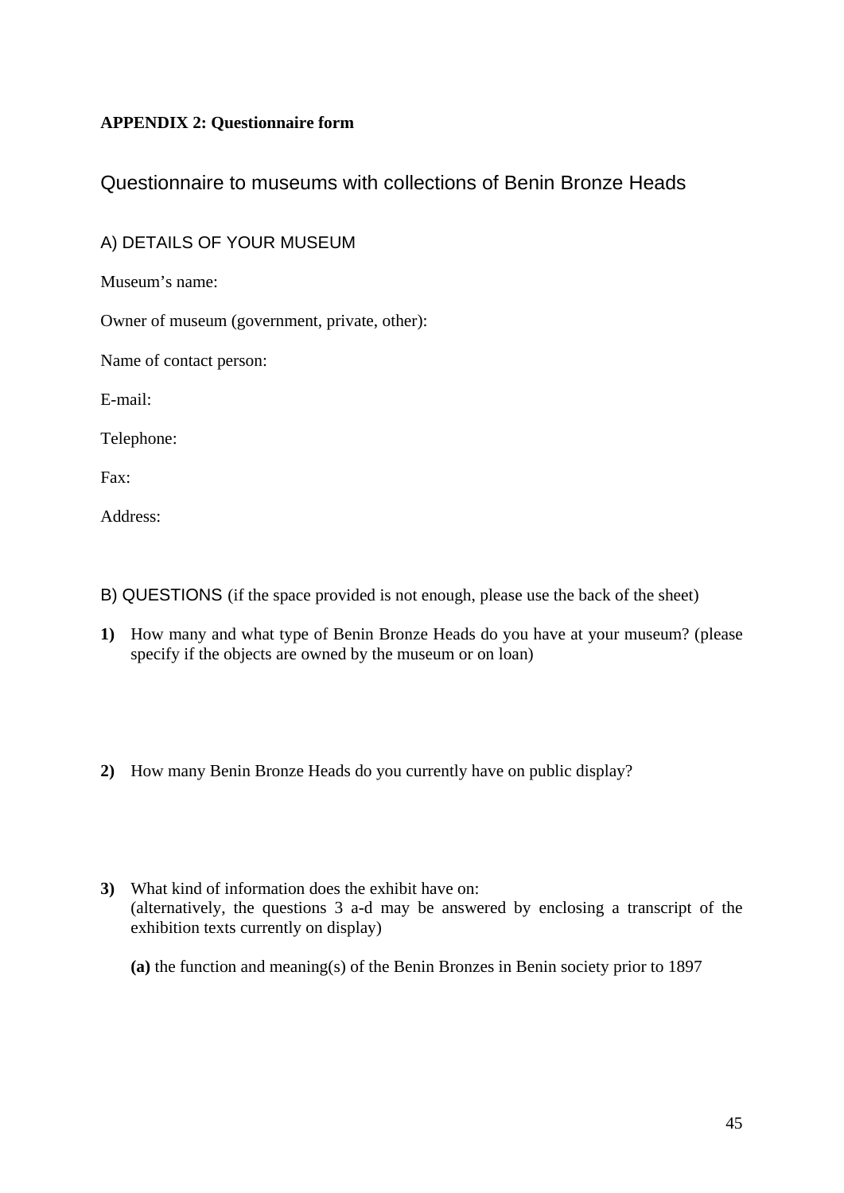**APPENDIX 2: Questionnaire form**

## Questionnaire to museums with collections of Benin Bronze Heads

### A) DETAILS OF YOUR MUSEUM

Museum's name:

Owner of museum (government, private, other):

Name of contact person:

E-mail:

Telephone:

Fax:

Address:

### B) QUESTIONS (if the space provided is not enough, please use the back of the sheet)

**1)** How many and what type of Benin Bronze Heads do you have at your museum? (please specify if the objects are owned by the museum or on loan)

**2)** How many Benin Bronze Heads do you currently have on public display?

**3)** What kind of information does the exhibit have on:
(alternatively, the questions 3 a-d may be answered by enclosing a transcript of the exhibition texts currently on display)

**(a)** the function and meaning(s) of the Benin Bronzes in Benin society prior to 1897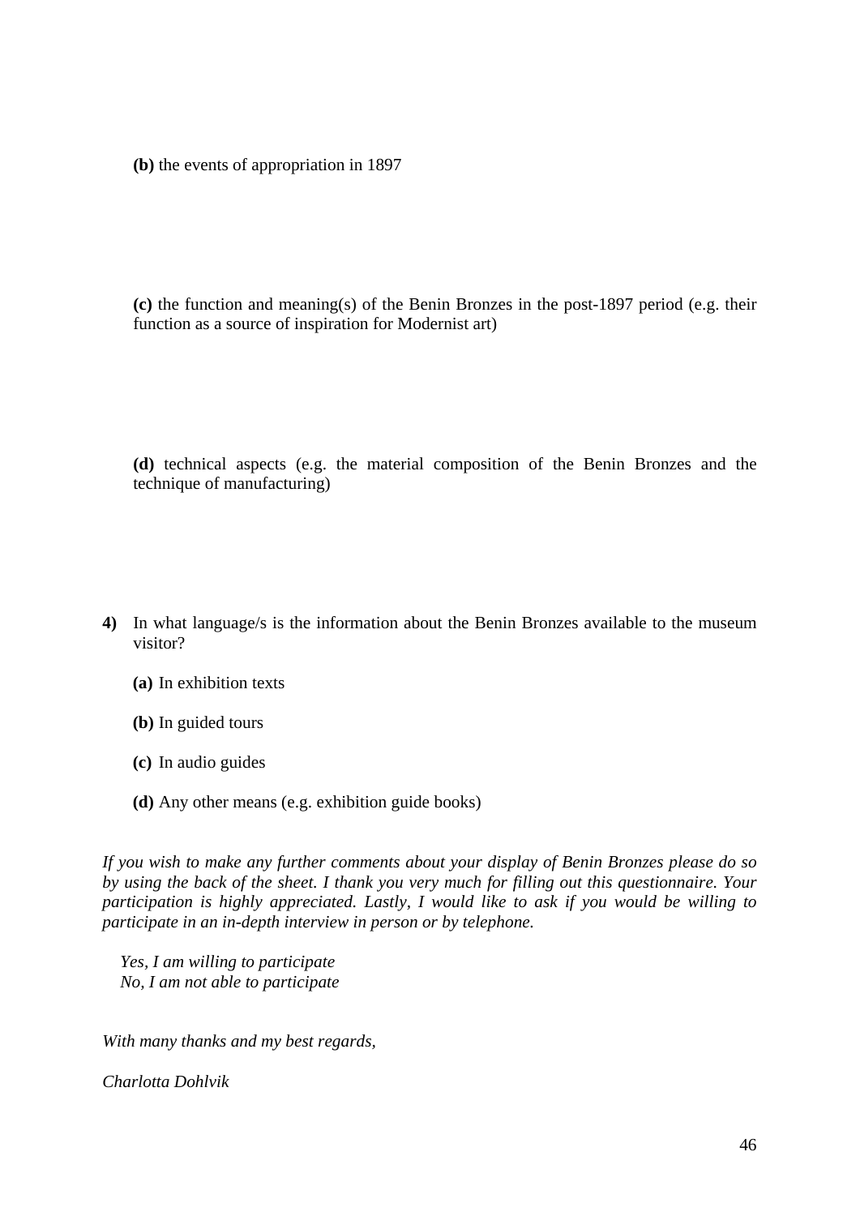**(b)** the events of appropriation in 1897

**(c)** the function and meaning(s) of the Benin Bronzes in the post-1897 period (e.g. their function as a source of inspiration for Modernist art)

**(d)** technical aspects (e.g. the material composition of the Benin Bronzes and the technique of manufacturing)

**4)** In what language/s is the information about the Benin Bronzes available to the museum visitor?

**(a)** In exhibition texts

**(b)** In guided tours

**(c)** In audio guides

**(d)** Any other means (e.g. exhibition guide books)

*If you wish to make any further comments about your display of Benin Bronzes please do so by using the back of the sheet. I thank you very much for filling out this questionnaire. Your participation is highly appreciated. Lastly, I would like to ask if you would be willing to participate in an in-depth interview in person or by telephone.*

*Yes, I am willing to participate*
*No, I am not able to participate*

*With many thanks and my best regards,*

*Charlotta Dohlvik*